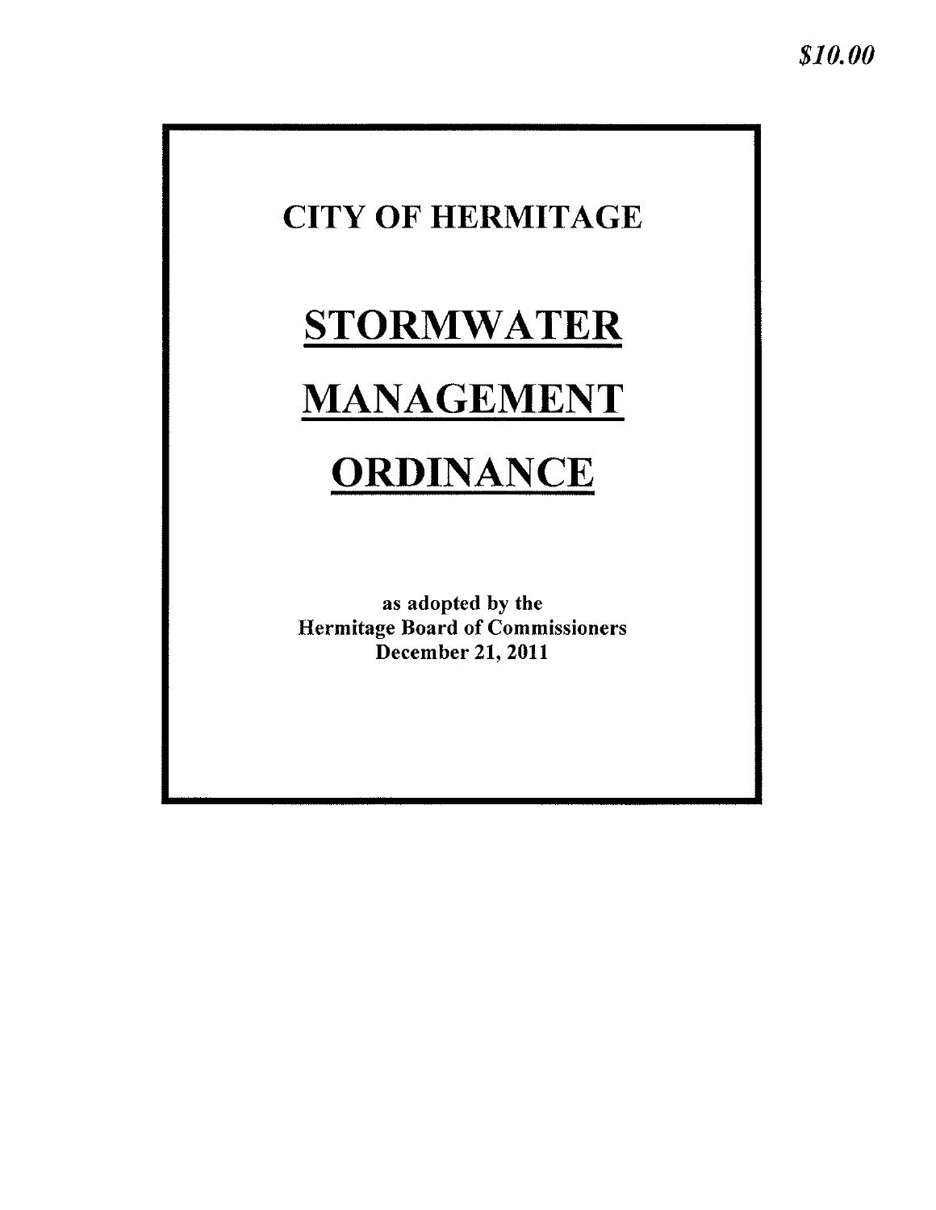*$10.00*

# CITY OF HERMITAGE

# STORMWATER MANAGEMENT ORDINANCE

**as adopted by the**
**Hermitage Board of Commissioners**
**December 21, 2011**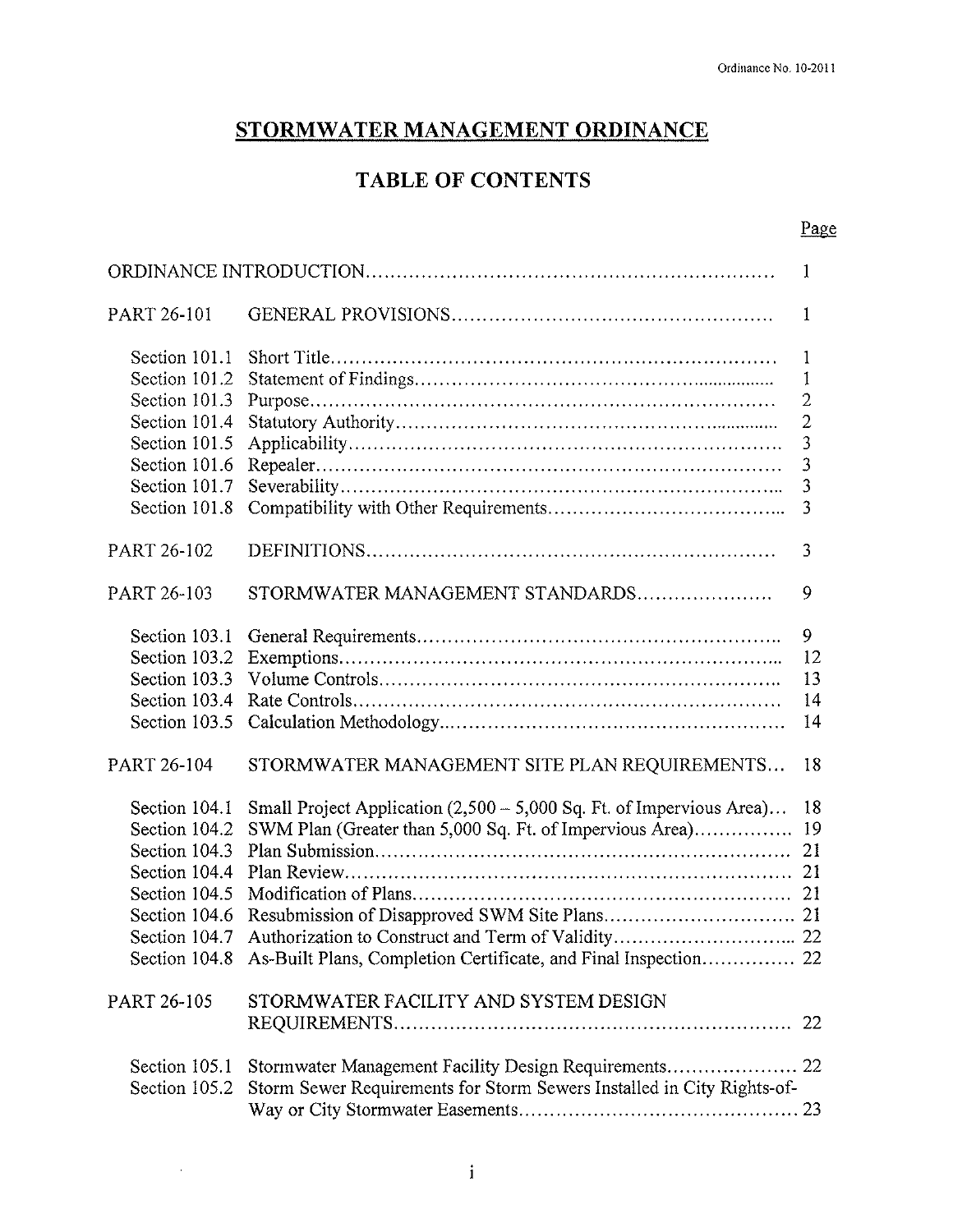# STORMWATER MANAGEMENT ORDINANCE

## TABLE OF CONTENTS

| | | Page |
|---|---|---|
| ORDINANCE INTRODUCTION | | 1 |
| PART 26-101 | GENERAL PROVISIONS | 1 |
| Section 101.1 | Short Title | 1 |
| Section 101.2 | Statement of Findings | 1 |
| Section 101.3 | Purpose | 2 |
| Section 101.4 | Statutory Authority | 2 |
| Section 101.5 | Applicability | 3 |
| Section 101.6 | Repealer | 3 |
| Section 101.7 | Severability | 3 |
| Section 101.8 | Compatibility with Other Requirements | 3 |
| PART 26-102 | DEFINITIONS | 3 |
| PART 26-103 | STORMWATER MANAGEMENT STANDARDS | 9 |
| Section 103.1 | General Requirements | 9 |
| Section 103.2 | Exemptions | 12 |
| Section 103.3 | Volume Controls | 13 |
| Section 103.4 | Rate Controls | 14 |
| Section 103.5 | Calculation Methodology | 14 |
| PART 26-104 | STORMWATER MANAGEMENT SITE PLAN REQUIREMENTS | 18 |
| Section 104.1 | Small Project Application (2,500 – 5,000 Sq. Ft. of Impervious Area) | 18 |
| Section 104.2 | SWM Plan (Greater than 5,000 Sq. Ft. of Impervious Area) | 19 |
| Section 104.3 | Plan Submission | 21 |
| Section 104.4 | Plan Review | 21 |
| Section 104.5 | Modification of Plans | 21 |
| Section 104.6 | Resubmission of Disapproved SWM Site Plans | 21 |
| Section 104.7 | Authorization to Construct and Term of Validity | 22 |
| Section 104.8 | As-Built Plans, Completion Certificate, and Final Inspection | 22 |
| PART 26-105 | STORMWATER FACILITY AND SYSTEM DESIGN REQUIREMENTS | 22 |
| Section 105.1 | Stormwater Management Facility Design Requirements | 22 |
| Section 105.2 | Storm Sewer Requirements for Storm Sewers Installed in City Rights-of-Way or City Stormwater Easements | 23 |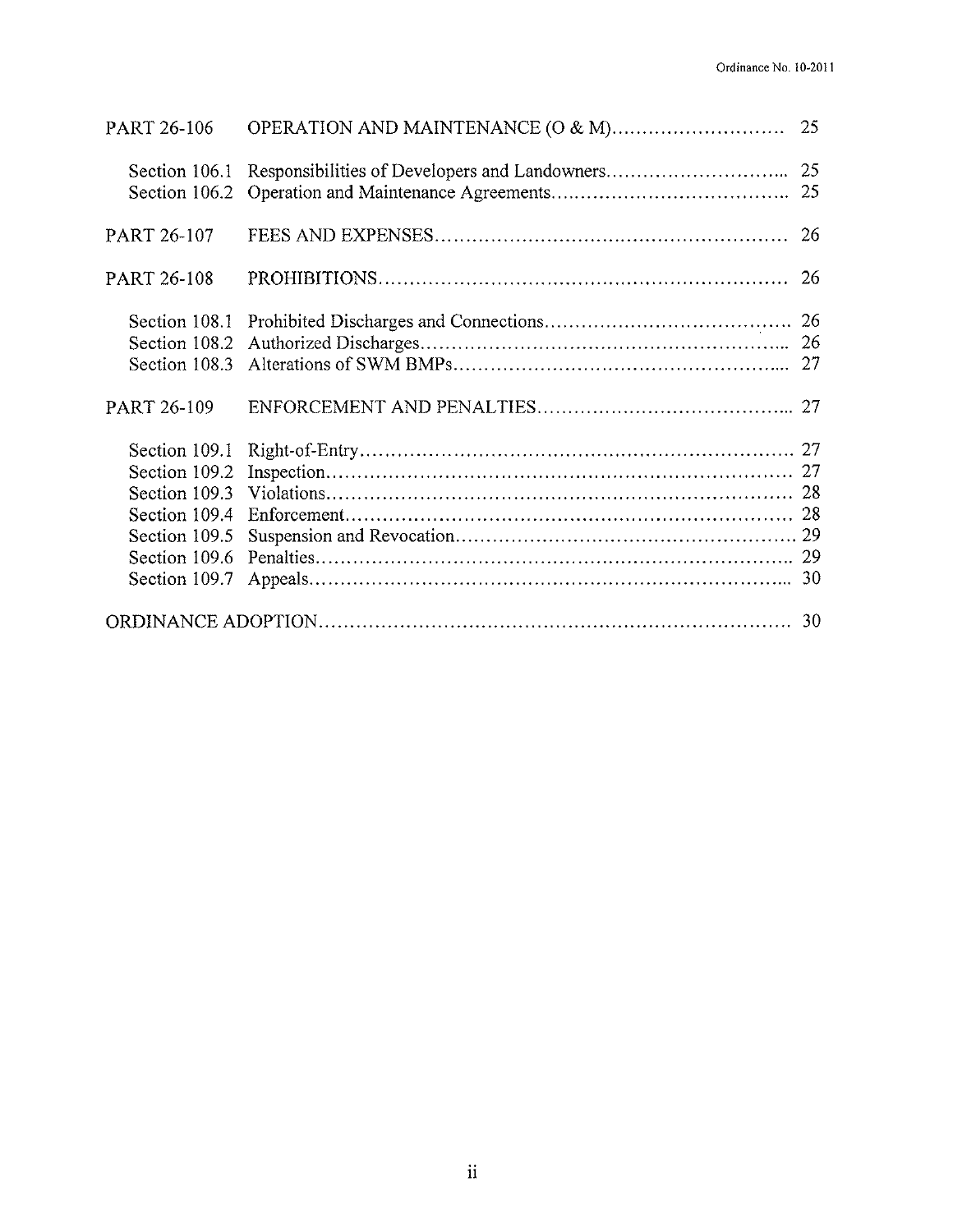| | | |
|---|---|---|
| PART 26-106 | OPERATION AND MAINTENANCE (O & M) | 25 |
| Section 106.1 | Responsibilities of Developers and Landowners | 25 |
| Section 106.2 | Operation and Maintenance Agreements | 25 |
| PART 26-107 | FEES AND EXPENSES | 26 |
| PART 26-108 | PROHIBITIONS | 26 |
| Section 108.1 | Prohibited Discharges and Connections | 26 |
| Section 108.2 | Authorized Discharges | 26 |
| Section 108.3 | Alterations of SWM BMPs | 27 |
| PART 26-109 | ENFORCEMENT AND PENALTIES | 27 |
| Section 109.1 | Right-of-Entry | 27 |
| Section 109.2 | Inspection | 27 |
| Section 109.3 | Violations | 28 |
| Section 109.4 | Enforcement | 28 |
| Section 109.5 | Suspension and Revocation | 29 |
| Section 109.6 | Penalties | 29 |
| Section 109.7 | Appeals | 30 |
| ORDINANCE ADOPTION | | 30 |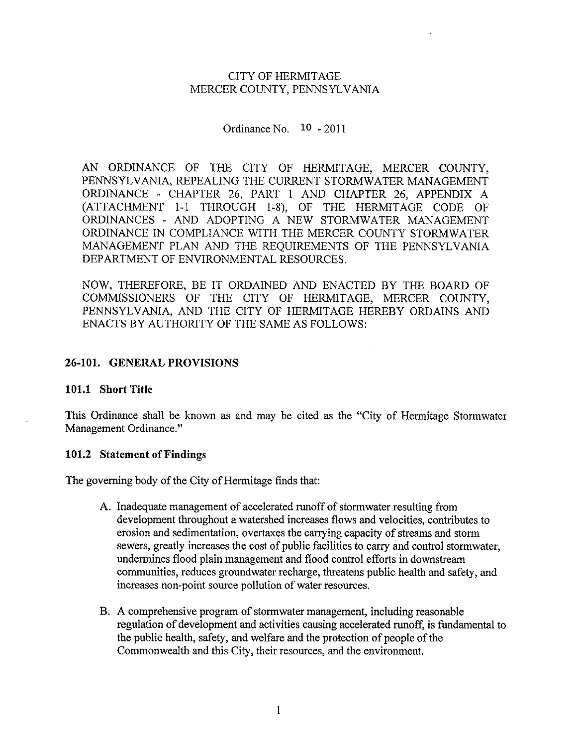CITY OF HERMITAGE
MERCER COUNTY, PENNSYLVANIA

Ordinance No. 10 - 2011

AN ORDINANCE OF THE CITY OF HERMITAGE, MERCER COUNTY, PENNSYLVANIA, REPEALING THE CURRENT STORMWATER MANAGEMENT ORDINANCE - CHAPTER 26, PART 1 AND CHAPTER 26, APPENDIX A (ATTACHMENT 1-1 THROUGH 1-8), OF THE HERMITAGE CODE OF ORDINANCES - AND ADOPTING A NEW STORMWATER MANAGEMENT ORDINANCE IN COMPLIANCE WITH THE MERCER COUNTY STORMWATER MANAGEMENT PLAN AND THE REQUIREMENTS OF THE PENNSYLVANIA DEPARTMENT OF ENVIRONMENTAL RESOURCES.

NOW, THEREFORE, BE IT ORDAINED AND ENACTED BY THE BOARD OF COMMISSIONERS OF THE CITY OF HERMITAGE, MERCER COUNTY, PENNSYLVANIA, AND THE CITY OF HERMITAGE HEREBY ORDAINS AND ENACTS BY AUTHORITY OF THE SAME AS FOLLOWS:

## 26-101. GENERAL PROVISIONS

### 101.1 Short Title

This Ordinance shall be known as and may be cited as the "City of Hermitage Stormwater Management Ordinance."

### 101.2 Statement of Findings

The governing body of the City of Hermitage finds that:

A. Inadequate management of accelerated runoff of stormwater resulting from development throughout a watershed increases flows and velocities, contributes to erosion and sedimentation, overtaxes the carrying capacity of streams and storm sewers, greatly increases the cost of public facilities to carry and control stormwater, undermines flood plain management and flood control efforts in downstream communities, reduces groundwater recharge, threatens public health and safety, and increases non-point source pollution of water resources.

B. A comprehensive program of stormwater management, including reasonable regulation of development and activities causing accelerated runoff, is fundamental to the public health, safety, and welfare and the protection of people of the Commonwealth and this City, their resources, and the environment.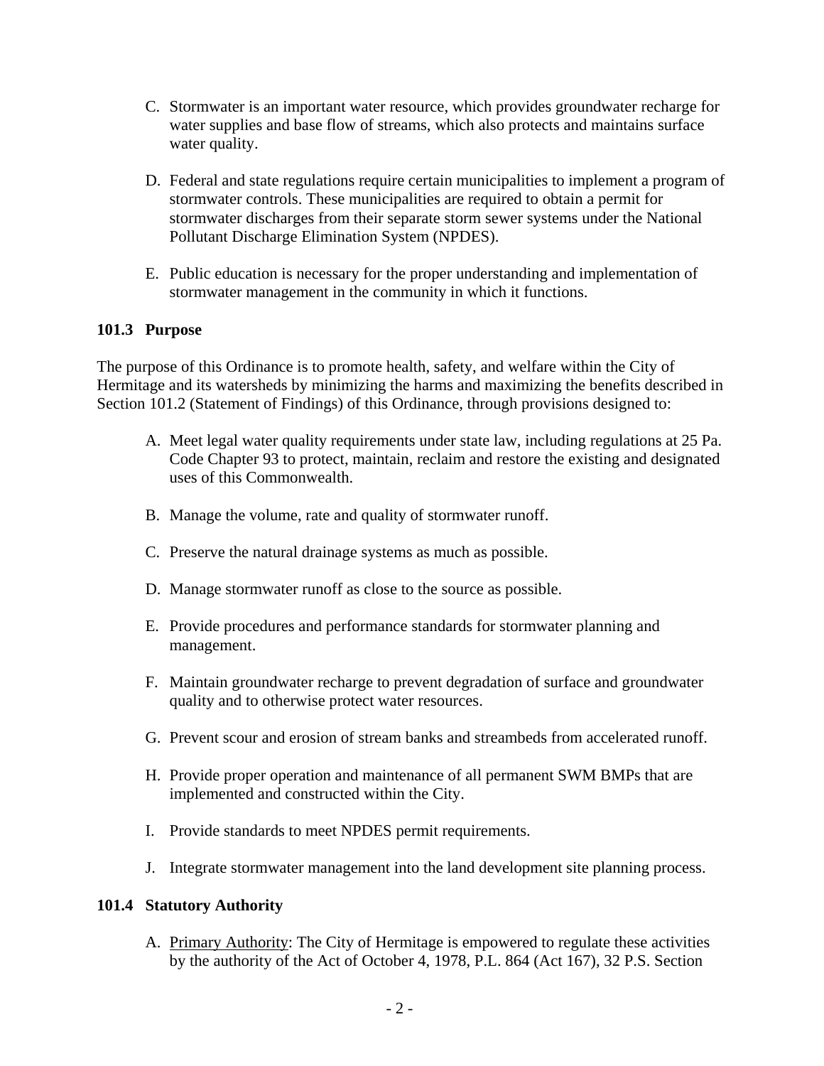C. Stormwater is an important water resource, which provides groundwater recharge for water supplies and base flow of streams, which also protects and maintains surface water quality.

D. Federal and state regulations require certain municipalities to implement a program of stormwater controls. These municipalities are required to obtain a permit for stormwater discharges from their separate storm sewer systems under the National Pollutant Discharge Elimination System (NPDES).

E. Public education is necessary for the proper understanding and implementation of stormwater management in the community in which it functions.

### 101.3 Purpose

The purpose of this Ordinance is to promote health, safety, and welfare within the City of Hermitage and its watersheds by minimizing the harms and maximizing the benefits described in Section 101.2 (Statement of Findings) of this Ordinance, through provisions designed to:

A. Meet legal water quality requirements under state law, including regulations at 25 Pa. Code Chapter 93 to protect, maintain, reclaim and restore the existing and designated uses of this Commonwealth.

B. Manage the volume, rate and quality of stormwater runoff.

C. Preserve the natural drainage systems as much as possible.

D. Manage stormwater runoff as close to the source as possible.

E. Provide procedures and performance standards for stormwater planning and management.

F. Maintain groundwater recharge to prevent degradation of surface and groundwater quality and to otherwise protect water resources.

G. Prevent scour and erosion of stream banks and streambeds from accelerated runoff.

H. Provide proper operation and maintenance of all permanent SWM BMPs that are implemented and constructed within the City.

I. Provide standards to meet NPDES permit requirements.

J. Integrate stormwater management into the land development site planning process.

### 101.4 Statutory Authority

A. Primary Authority: The City of Hermitage is empowered to regulate these activities by the authority of the Act of October 4, 1978, P.L. 864 (Act 167), 32 P.S. Section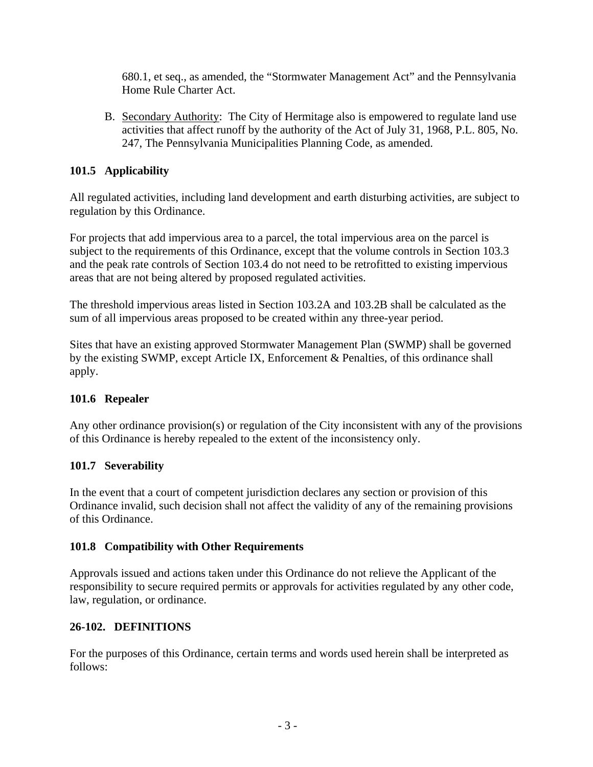680.1, et seq., as amended, the "Stormwater Management Act" and the Pennsylvania Home Rule Charter Act.

B. Secondary Authority: The City of Hermitage also is empowered to regulate land use activities that affect runoff by the authority of the Act of July 31, 1968, P.L. 805, No. 247, The Pennsylvania Municipalities Planning Code, as amended.

### 101.5 Applicability

All regulated activities, including land development and earth disturbing activities, are subject to regulation by this Ordinance.

For projects that add impervious area to a parcel, the total impervious area on the parcel is subject to the requirements of this Ordinance, except that the volume controls in Section 103.3 and the peak rate controls of Section 103.4 do not need to be retrofitted to existing impervious areas that are not being altered by proposed regulated activities.

The threshold impervious areas listed in Section 103.2A and 103.2B shall be calculated as the sum of all impervious areas proposed to be created within any three-year period.

Sites that have an existing approved Stormwater Management Plan (SWMP) shall be governed by the existing SWMP, except Article IX, Enforcement & Penalties, of this ordinance shall apply.

### 101.6 Repealer

Any other ordinance provision(s) or regulation of the City inconsistent with any of the provisions of this Ordinance is hereby repealed to the extent of the inconsistency only.

### 101.7 Severability

In the event that a court of competent jurisdiction declares any section or provision of this Ordinance invalid, such decision shall not affect the validity of any of the remaining provisions of this Ordinance.

### 101.8 Compatibility with Other Requirements

Approvals issued and actions taken under this Ordinance do not relieve the Applicant of the responsibility to secure required permits or approvals for activities regulated by any other code, law, regulation, or ordinance.

## 26-102. DEFINITIONS

For the purposes of this Ordinance, certain terms and words used herein shall be interpreted as follows: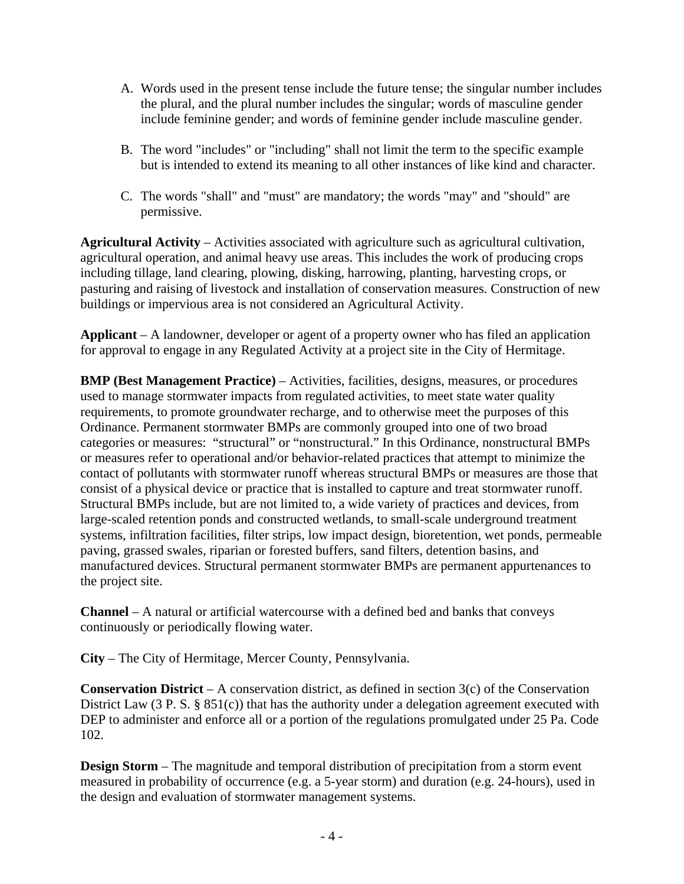A. Words used in the present tense include the future tense; the singular number includes the plural, and the plural number includes the singular; words of masculine gender include feminine gender; and words of feminine gender include masculine gender.

B. The word "includes" or "including" shall not limit the term to the specific example but is intended to extend its meaning to all other instances of like kind and character.

C. The words "shall" and "must" are mandatory; the words "may" and "should" are permissive.

**Agricultural Activity** – Activities associated with agriculture such as agricultural cultivation, agricultural operation, and animal heavy use areas. This includes the work of producing crops including tillage, land clearing, plowing, disking, harrowing, planting, harvesting crops, or pasturing and raising of livestock and installation of conservation measures. Construction of new buildings or impervious area is not considered an Agricultural Activity.

**Applicant** – A landowner, developer or agent of a property owner who has filed an application for approval to engage in any Regulated Activity at a project site in the City of Hermitage.

**BMP (Best Management Practice)** – Activities, facilities, designs, measures, or procedures used to manage stormwater impacts from regulated activities, to meet state water quality requirements, to promote groundwater recharge, and to otherwise meet the purposes of this Ordinance. Permanent stormwater BMPs are commonly grouped into one of two broad categories or measures: "structural" or "nonstructural." In this Ordinance, nonstructural BMPs or measures refer to operational and/or behavior-related practices that attempt to minimize the contact of pollutants with stormwater runoff whereas structural BMPs or measures are those that consist of a physical device or practice that is installed to capture and treat stormwater runoff. Structural BMPs include, but are not limited to, a wide variety of practices and devices, from large-scaled retention ponds and constructed wetlands, to small-scale underground treatment systems, infiltration facilities, filter strips, low impact design, bioretention, wet ponds, permeable paving, grassed swales, riparian or forested buffers, sand filters, detention basins, and manufactured devices. Structural permanent stormwater BMPs are permanent appurtenances to the project site.

**Channel** – A natural or artificial watercourse with a defined bed and banks that conveys continuously or periodically flowing water.

**City** – The City of Hermitage, Mercer County, Pennsylvania.

**Conservation District** – A conservation district, as defined in section 3(c) of the Conservation District Law (3 P. S. § 851(c)) that has the authority under a delegation agreement executed with DEP to administer and enforce all or a portion of the regulations promulgated under 25 Pa. Code 102.

**Design Storm** – The magnitude and temporal distribution of precipitation from a storm event measured in probability of occurrence (e.g. a 5-year storm) and duration (e.g. 24-hours), used in the design and evaluation of stormwater management systems.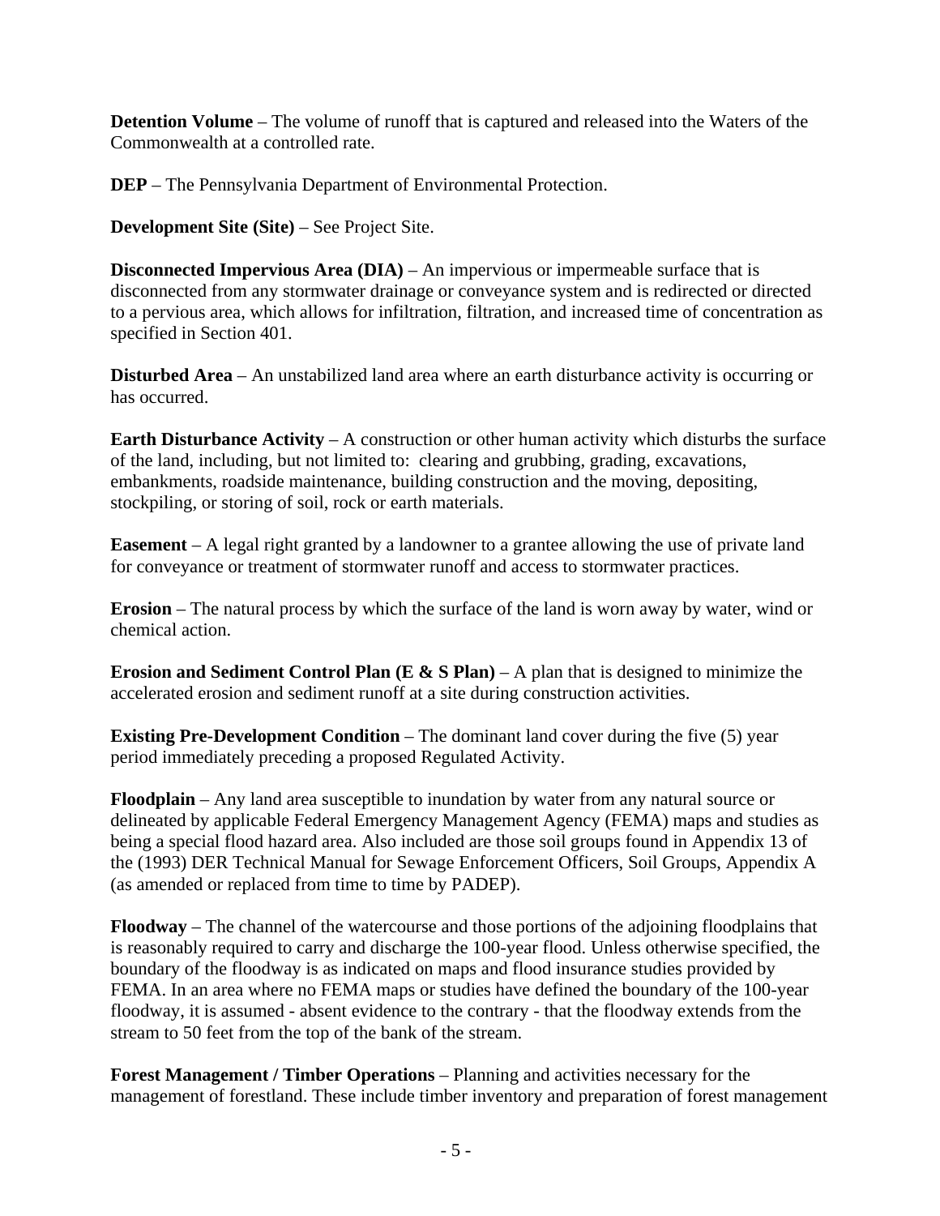**Detention Volume** – The volume of runoff that is captured and released into the Waters of the Commonwealth at a controlled rate.

**DEP** – The Pennsylvania Department of Environmental Protection.

**Development Site (Site)** – See Project Site.

**Disconnected Impervious Area (DIA)** – An impervious or impermeable surface that is disconnected from any stormwater drainage or conveyance system and is redirected or directed to a pervious area, which allows for infiltration, filtration, and increased time of concentration as specified in Section 401.

**Disturbed Area** – An unstabilized land area where an earth disturbance activity is occurring or has occurred.

**Earth Disturbance Activity** – A construction or other human activity which disturbs the surface of the land, including, but not limited to: clearing and grubbing, grading, excavations, embankments, roadside maintenance, building construction and the moving, depositing, stockpiling, or storing of soil, rock or earth materials.

**Easement** – A legal right granted by a landowner to a grantee allowing the use of private land for conveyance or treatment of stormwater runoff and access to stormwater practices.

**Erosion** – The natural process by which the surface of the land is worn away by water, wind or chemical action.

**Erosion and Sediment Control Plan (E & S Plan)** – A plan that is designed to minimize the accelerated erosion and sediment runoff at a site during construction activities.

**Existing Pre-Development Condition** – The dominant land cover during the five (5) year period immediately preceding a proposed Regulated Activity.

**Floodplain** – Any land area susceptible to inundation by water from any natural source or delineated by applicable Federal Emergency Management Agency (FEMA) maps and studies as being a special flood hazard area. Also included are those soil groups found in Appendix 13 of the (1993) DER Technical Manual for Sewage Enforcement Officers, Soil Groups, Appendix A (as amended or replaced from time to time by PADEP).

**Floodway** – The channel of the watercourse and those portions of the adjoining floodplains that is reasonably required to carry and discharge the 100-year flood. Unless otherwise specified, the boundary of the floodway is as indicated on maps and flood insurance studies provided by FEMA. In an area where no FEMA maps or studies have defined the boundary of the 100-year floodway, it is assumed - absent evidence to the contrary - that the floodway extends from the stream to 50 feet from the top of the bank of the stream.

**Forest Management / Timber Operations** – Planning and activities necessary for the management of forestland. These include timber inventory and preparation of forest management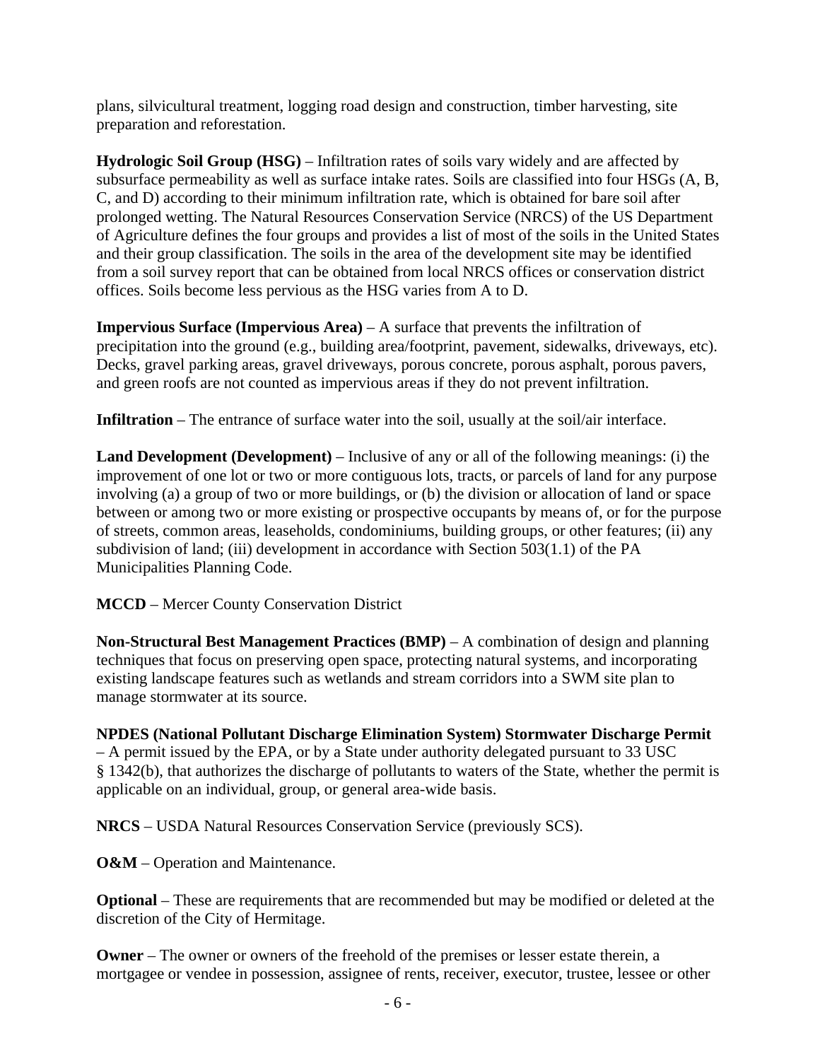plans, silvicultural treatment, logging road design and construction, timber harvesting, site preparation and reforestation.

**Hydrologic Soil Group (HSG)** – Infiltration rates of soils vary widely and are affected by subsurface permeability as well as surface intake rates. Soils are classified into four HSGs (A, B, C, and D) according to their minimum infiltration rate, which is obtained for bare soil after prolonged wetting. The Natural Resources Conservation Service (NRCS) of the US Department of Agriculture defines the four groups and provides a list of most of the soils in the United States and their group classification. The soils in the area of the development site may be identified from a soil survey report that can be obtained from local NRCS offices or conservation district offices. Soils become less pervious as the HSG varies from A to D.

**Impervious Surface (Impervious Area)** – A surface that prevents the infiltration of precipitation into the ground (e.g., building area/footprint, pavement, sidewalks, driveways, etc). Decks, gravel parking areas, gravel driveways, porous concrete, porous asphalt, porous pavers, and green roofs are not counted as impervious areas if they do not prevent infiltration.

**Infiltration** – The entrance of surface water into the soil, usually at the soil/air interface.

**Land Development (Development)** – Inclusive of any or all of the following meanings: (i) the improvement of one lot or two or more contiguous lots, tracts, or parcels of land for any purpose involving (a) a group of two or more buildings, or (b) the division or allocation of land or space between or among two or more existing or prospective occupants by means of, or for the purpose of streets, common areas, leaseholds, condominiums, building groups, or other features; (ii) any subdivision of land; (iii) development in accordance with Section 503(1.1) of the PA Municipalities Planning Code.

**MCCD** – Mercer County Conservation District

**Non-Structural Best Management Practices (BMP)** – A combination of design and planning techniques that focus on preserving open space, protecting natural systems, and incorporating existing landscape features such as wetlands and stream corridors into a SWM site plan to manage stormwater at its source.

**NPDES (National Pollutant Discharge Elimination System) Stormwater Discharge Permit** – A permit issued by the EPA, or by a State under authority delegated pursuant to 33 USC § 1342(b), that authorizes the discharge of pollutants to waters of the State, whether the permit is applicable on an individual, group, or general area-wide basis.

**NRCS** – USDA Natural Resources Conservation Service (previously SCS).

**O&M** – Operation and Maintenance.

**Optional** – These are requirements that are recommended but may be modified or deleted at the discretion of the City of Hermitage.

**Owner** – The owner or owners of the freehold of the premises or lesser estate therein, a mortgagee or vendee in possession, assignee of rents, receiver, executor, trustee, lessee or other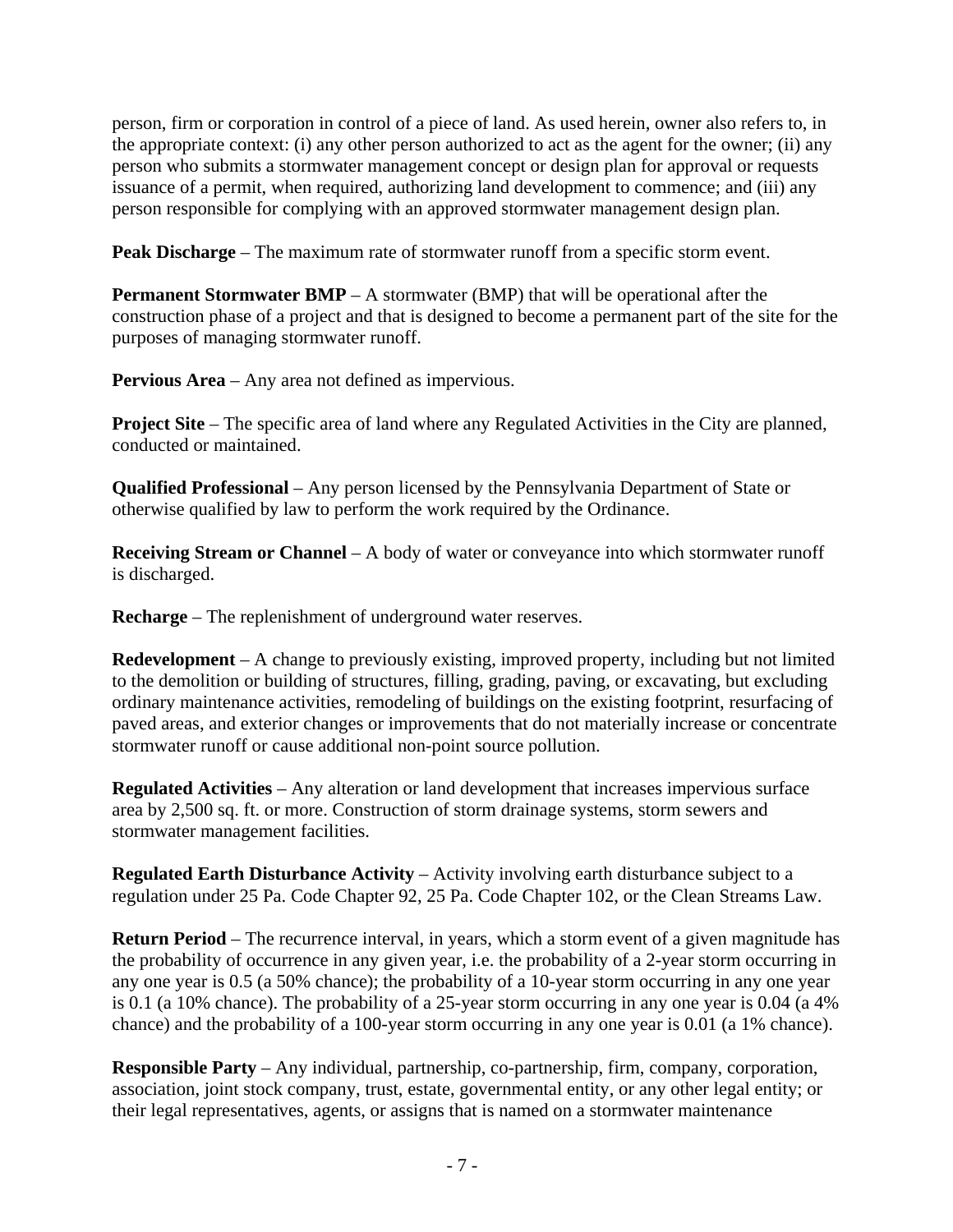person, firm or corporation in control of a piece of land. As used herein, owner also refers to, in the appropriate context: (i) any other person authorized to act as the agent for the owner; (ii) any person who submits a stormwater management concept or design plan for approval or requests issuance of a permit, when required, authorizing land development to commence; and (iii) any person responsible for complying with an approved stormwater management design plan.

**Peak Discharge** – The maximum rate of stormwater runoff from a specific storm event.

**Permanent Stormwater BMP** – A stormwater (BMP) that will be operational after the construction phase of a project and that is designed to become a permanent part of the site for the purposes of managing stormwater runoff.

**Pervious Area** – Any area not defined as impervious.

**Project Site** – The specific area of land where any Regulated Activities in the City are planned, conducted or maintained.

**Qualified Professional** – Any person licensed by the Pennsylvania Department of State or otherwise qualified by law to perform the work required by the Ordinance.

**Receiving Stream or Channel** – A body of water or conveyance into which stormwater runoff is discharged.

**Recharge** – The replenishment of underground water reserves.

**Redevelopment** – A change to previously existing, improved property, including but not limited to the demolition or building of structures, filling, grading, paving, or excavating, but excluding ordinary maintenance activities, remodeling of buildings on the existing footprint, resurfacing of paved areas, and exterior changes or improvements that do not materially increase or concentrate stormwater runoff or cause additional non-point source pollution.

**Regulated Activities** – Any alteration or land development that increases impervious surface area by 2,500 sq. ft. or more. Construction of storm drainage systems, storm sewers and stormwater management facilities.

**Regulated Earth Disturbance Activity** – Activity involving earth disturbance subject to a regulation under 25 Pa. Code Chapter 92, 25 Pa. Code Chapter 102, or the Clean Streams Law.

**Return Period** – The recurrence interval, in years, which a storm event of a given magnitude has the probability of occurrence in any given year, i.e. the probability of a 2-year storm occurring in any one year is 0.5 (a 50% chance); the probability of a 10-year storm occurring in any one year is 0.1 (a 10% chance). The probability of a 25-year storm occurring in any one year is 0.04 (a 4% chance) and the probability of a 100-year storm occurring in any one year is 0.01 (a 1% chance).

**Responsible Party** – Any individual, partnership, co-partnership, firm, company, corporation, association, joint stock company, trust, estate, governmental entity, or any other legal entity; or their legal representatives, agents, or assigns that is named on a stormwater maintenance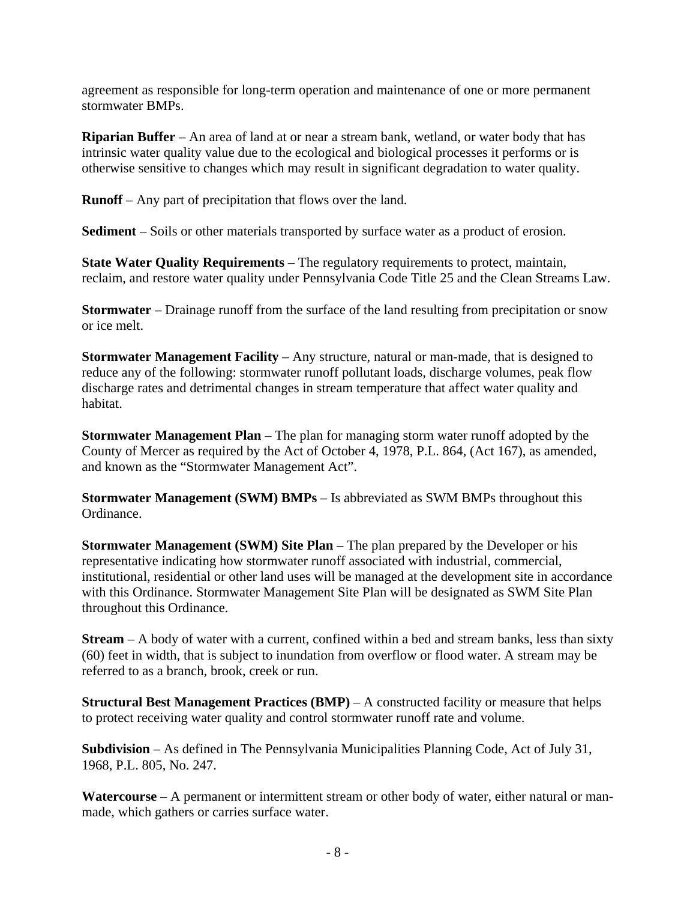agreement as responsible for long-term operation and maintenance of one or more permanent stormwater BMPs.

**Riparian Buffer** – An area of land at or near a stream bank, wetland, or water body that has intrinsic water quality value due to the ecological and biological processes it performs or is otherwise sensitive to changes which may result in significant degradation to water quality.

**Runoff** – Any part of precipitation that flows over the land.

**Sediment** – Soils or other materials transported by surface water as a product of erosion.

**State Water Quality Requirements** – The regulatory requirements to protect, maintain, reclaim, and restore water quality under Pennsylvania Code Title 25 and the Clean Streams Law.

**Stormwater** – Drainage runoff from the surface of the land resulting from precipitation or snow or ice melt.

**Stormwater Management Facility** – Any structure, natural or man-made, that is designed to reduce any of the following: stormwater runoff pollutant loads, discharge volumes, peak flow discharge rates and detrimental changes in stream temperature that affect water quality and habitat.

**Stormwater Management Plan** – The plan for managing storm water runoff adopted by the County of Mercer as required by the Act of October 4, 1978, P.L. 864, (Act 167), as amended, and known as the "Stormwater Management Act".

**Stormwater Management (SWM) BMPs** – Is abbreviated as SWM BMPs throughout this Ordinance.

**Stormwater Management (SWM) Site Plan** – The plan prepared by the Developer or his representative indicating how stormwater runoff associated with industrial, commercial, institutional, residential or other land uses will be managed at the development site in accordance with this Ordinance. Stormwater Management Site Plan will be designated as SWM Site Plan throughout this Ordinance.

**Stream** – A body of water with a current, confined within a bed and stream banks, less than sixty (60) feet in width, that is subject to inundation from overflow or flood water. A stream may be referred to as a branch, brook, creek or run.

**Structural Best Management Practices (BMP)** – A constructed facility or measure that helps to protect receiving water quality and control stormwater runoff rate and volume.

**Subdivision** – As defined in The Pennsylvania Municipalities Planning Code, Act of July 31, 1968, P.L. 805, No. 247.

**Watercourse** – A permanent or intermittent stream or other body of water, either natural or man-made, which gathers or carries surface water.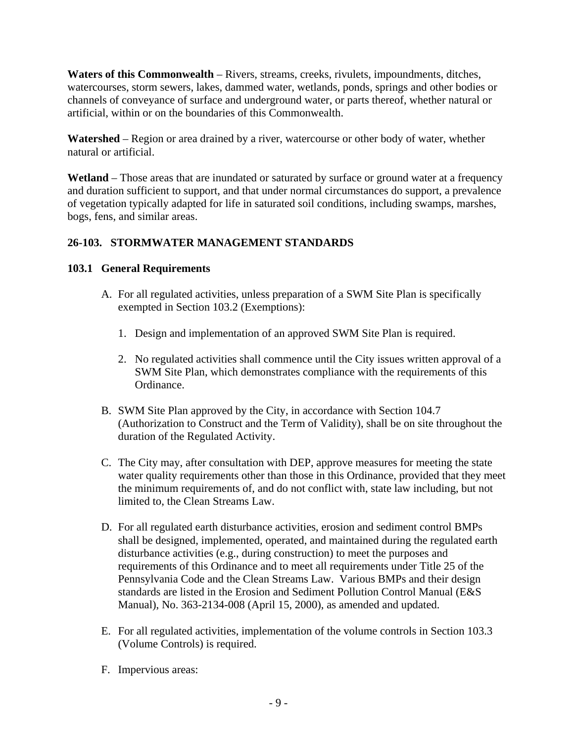**Waters of this Commonwealth** – Rivers, streams, creeks, rivulets, impoundments, ditches, watercourses, storm sewers, lakes, dammed water, wetlands, ponds, springs and other bodies or channels of conveyance of surface and underground water, or parts thereof, whether natural or artificial, within or on the boundaries of this Commonwealth.

**Watershed** – Region or area drained by a river, watercourse or other body of water, whether natural or artificial.

**Wetland** – Those areas that are inundated or saturated by surface or ground water at a frequency and duration sufficient to support, and that under normal circumstances do support, a prevalence of vegetation typically adapted for life in saturated soil conditions, including swamps, marshes, bogs, fens, and similar areas.

## 26-103. STORMWATER MANAGEMENT STANDARDS

### 103.1 General Requirements

A. For all regulated activities, unless preparation of a SWM Site Plan is specifically exempted in Section 103.2 (Exemptions):

   1. Design and implementation of an approved SWM Site Plan is required.

   2. No regulated activities shall commence until the City issues written approval of a SWM Site Plan, which demonstrates compliance with the requirements of this Ordinance.

B. SWM Site Plan approved by the City, in accordance with Section 104.7 (Authorization to Construct and the Term of Validity), shall be on site throughout the duration of the Regulated Activity.

C. The City may, after consultation with DEP, approve measures for meeting the state water quality requirements other than those in this Ordinance, provided that they meet the minimum requirements of, and do not conflict with, state law including, but not limited to, the Clean Streams Law.

D. For all regulated earth disturbance activities, erosion and sediment control BMPs shall be designed, implemented, operated, and maintained during the regulated earth disturbance activities (e.g., during construction) to meet the purposes and requirements of this Ordinance and to meet all requirements under Title 25 of the Pennsylvania Code and the Clean Streams Law. Various BMPs and their design standards are listed in the Erosion and Sediment Pollution Control Manual (E&S Manual), No. 363-2134-008 (April 15, 2000), as amended and updated.

E. For all regulated activities, implementation of the volume controls in Section 103.3 (Volume Controls) is required.

F. Impervious areas: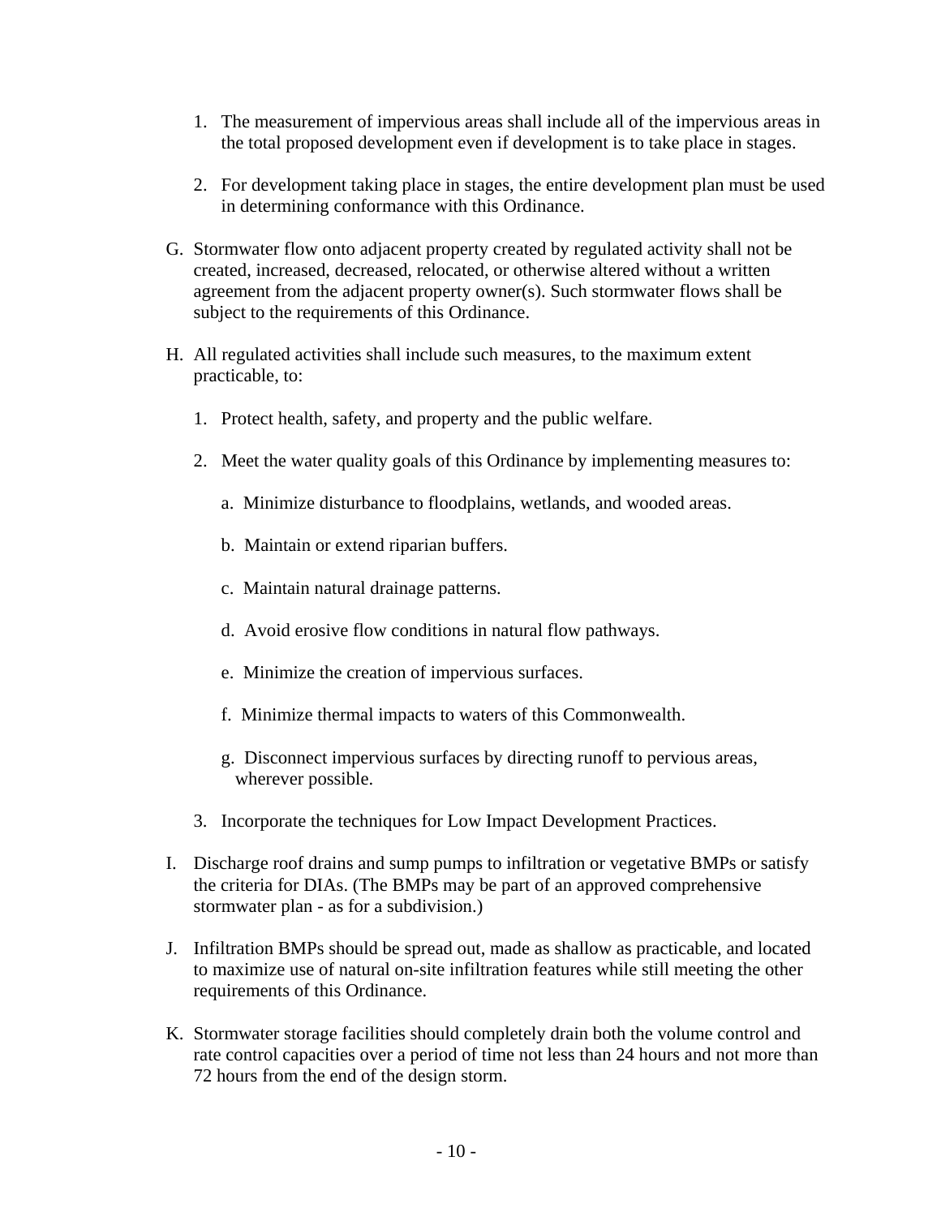1. The measurement of impervious areas shall include all of the impervious areas in the total proposed development even if development is to take place in stages.

2. For development taking place in stages, the entire development plan must be used in determining conformance with this Ordinance.

G. Stormwater flow onto adjacent property created by regulated activity shall not be created, increased, decreased, relocated, or otherwise altered without a written agreement from the adjacent property owner(s). Such stormwater flows shall be subject to the requirements of this Ordinance.

H. All regulated activities shall include such measures, to the maximum extent practicable, to:

   1. Protect health, safety, and property and the public welfare.

   2. Meet the water quality goals of this Ordinance by implementing measures to:

      a. Minimize disturbance to floodplains, wetlands, and wooded areas.

      b. Maintain or extend riparian buffers.

      c. Maintain natural drainage patterns.

      d. Avoid erosive flow conditions in natural flow pathways.

      e. Minimize the creation of impervious surfaces.

      f. Minimize thermal impacts to waters of this Commonwealth.

      g. Disconnect impervious surfaces by directing runoff to pervious areas, wherever possible.

   3. Incorporate the techniques for Low Impact Development Practices.

I. Discharge roof drains and sump pumps to infiltration or vegetative BMPs or satisfy the criteria for DIAs. (The BMPs may be part of an approved comprehensive stormwater plan - as for a subdivision.)

J. Infiltration BMPs should be spread out, made as shallow as practicable, and located to maximize use of natural on-site infiltration features while still meeting the other requirements of this Ordinance.

K. Stormwater storage facilities should completely drain both the volume control and rate control capacities over a period of time not less than 24 hours and not more than 72 hours from the end of the design storm.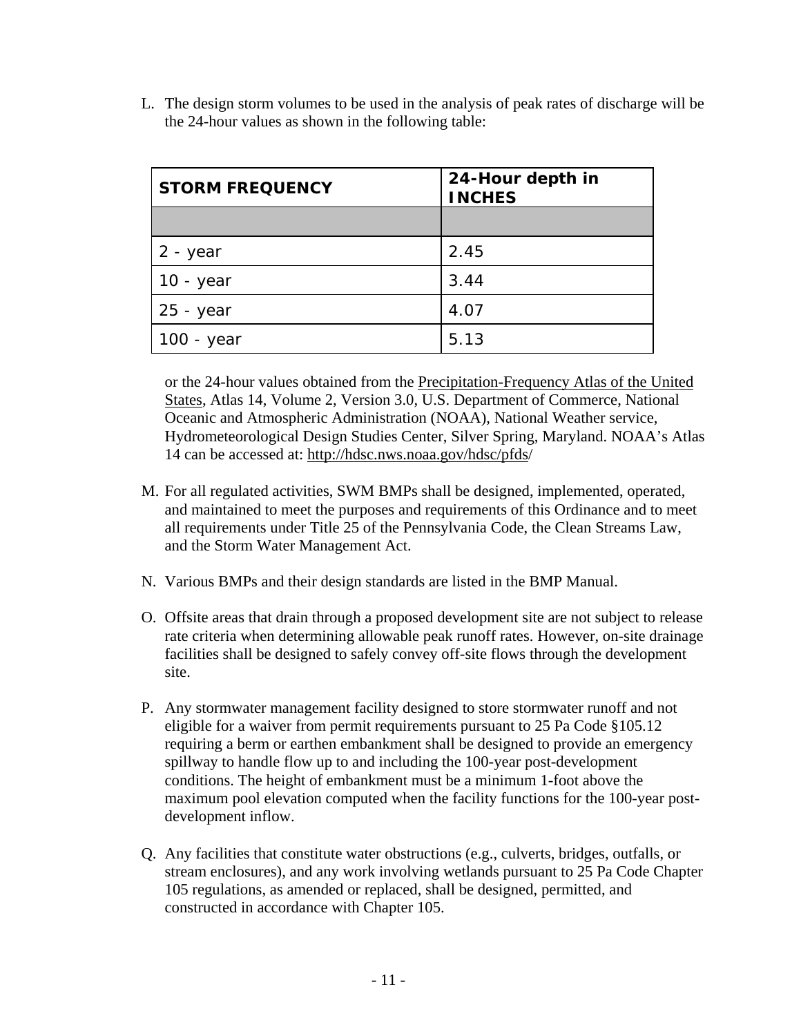L. The design storm volumes to be used in the analysis of peak rates of discharge will be the 24-hour values as shown in the following table:

| STORM FREQUENCY | 24-Hour depth in INCHES |
|---|---|
| | |
| 2 - year | 2.45 |
| 10 - year | 3.44 |
| 25 - year | 4.07 |
| 100 - year | 5.13 |

or the 24-hour values obtained from the Precipitation-Frequency Atlas of the United States, Atlas 14, Volume 2, Version 3.0, U.S. Department of Commerce, National Oceanic and Atmospheric Administration (NOAA), National Weather service, Hydrometeorological Design Studies Center, Silver Spring, Maryland. NOAA's Atlas 14 can be accessed at: http://hdsc.nws.noaa.gov/hdsc/pfds/

M. For all regulated activities, SWM BMPs shall be designed, implemented, operated, and maintained to meet the purposes and requirements of this Ordinance and to meet all requirements under Title 25 of the Pennsylvania Code, the Clean Streams Law, and the Storm Water Management Act.

N. Various BMPs and their design standards are listed in the BMP Manual.

O. Offsite areas that drain through a proposed development site are not subject to release rate criteria when determining allowable peak runoff rates. However, on-site drainage facilities shall be designed to safely convey off-site flows through the development site.

P. Any stormwater management facility designed to store stormwater runoff and not eligible for a waiver from permit requirements pursuant to 25 Pa Code §105.12 requiring a berm or earthen embankment shall be designed to provide an emergency spillway to handle flow up to and including the 100-year post-development conditions. The height of embankment must be a minimum 1-foot above the maximum pool elevation computed when the facility functions for the 100-year post-development inflow.

Q. Any facilities that constitute water obstructions (e.g., culverts, bridges, outfalls, or stream enclosures), and any work involving wetlands pursuant to 25 Pa Code Chapter 105 regulations, as amended or replaced, shall be designed, permitted, and constructed in accordance with Chapter 105.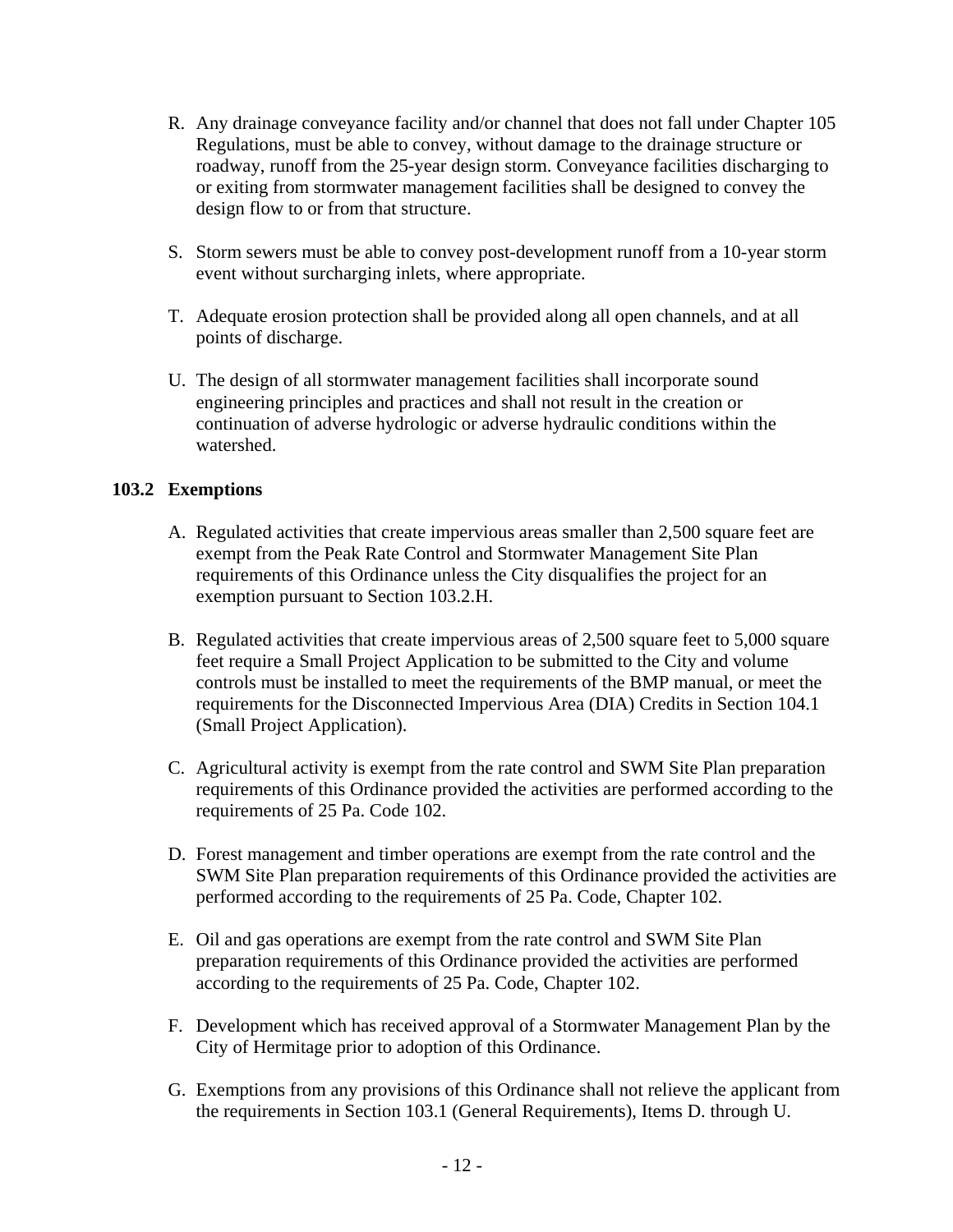R. Any drainage conveyance facility and/or channel that does not fall under Chapter 105 Regulations, must be able to convey, without damage to the drainage structure or roadway, runoff from the 25-year design storm. Conveyance facilities discharging to or exiting from stormwater management facilities shall be designed to convey the design flow to or from that structure.

S. Storm sewers must be able to convey post-development runoff from a 10-year storm event without surcharging inlets, where appropriate.

T. Adequate erosion protection shall be provided along all open channels, and at all points of discharge.

U. The design of all stormwater management facilities shall incorporate sound engineering principles and practices and shall not result in the creation or continuation of adverse hydrologic or adverse hydraulic conditions within the watershed.

### 103.2 Exemptions

A. Regulated activities that create impervious areas smaller than 2,500 square feet are exempt from the Peak Rate Control and Stormwater Management Site Plan requirements of this Ordinance unless the City disqualifies the project for an exemption pursuant to Section 103.2.H.

B. Regulated activities that create impervious areas of 2,500 square feet to 5,000 square feet require a Small Project Application to be submitted to the City and volume controls must be installed to meet the requirements of the BMP manual, or meet the requirements for the Disconnected Impervious Area (DIA) Credits in Section 104.1 (Small Project Application).

C. Agricultural activity is exempt from the rate control and SWM Site Plan preparation requirements of this Ordinance provided the activities are performed according to the requirements of 25 Pa. Code 102.

D. Forest management and timber operations are exempt from the rate control and the SWM Site Plan preparation requirements of this Ordinance provided the activities are performed according to the requirements of 25 Pa. Code, Chapter 102.

E. Oil and gas operations are exempt from the rate control and SWM Site Plan preparation requirements of this Ordinance provided the activities are performed according to the requirements of 25 Pa. Code, Chapter 102.

F. Development which has received approval of a Stormwater Management Plan by the City of Hermitage prior to adoption of this Ordinance.

G. Exemptions from any provisions of this Ordinance shall not relieve the applicant from the requirements in Section 103.1 (General Requirements), Items D. through U.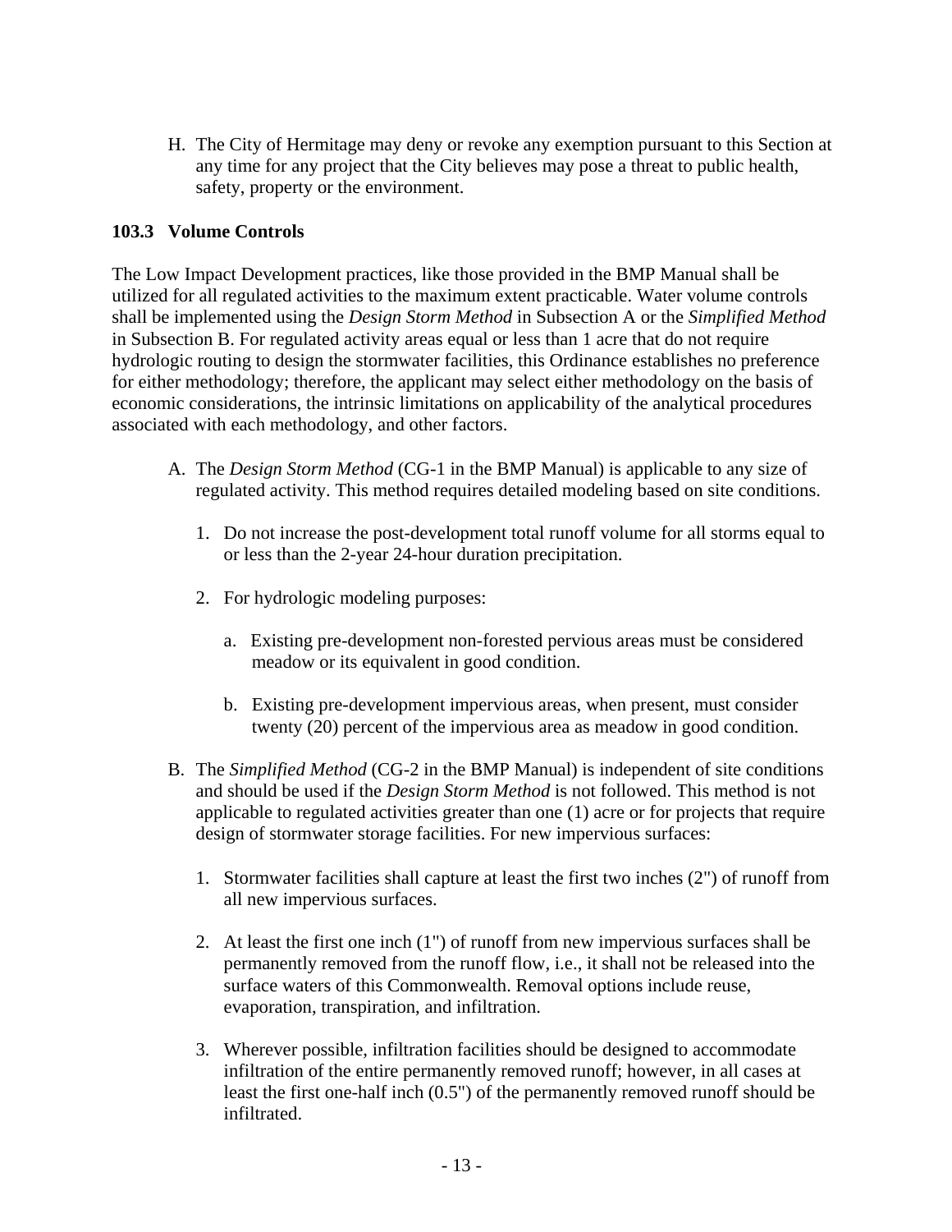H. The City of Hermitage may deny or revoke any exemption pursuant to this Section at any time for any project that the City believes may pose a threat to public health, safety, property or the environment.

### 103.3 Volume Controls

The Low Impact Development practices, like those provided in the BMP Manual shall be utilized for all regulated activities to the maximum extent practicable. Water volume controls shall be implemented using the *Design Storm Method* in Subsection A or the *Simplified Method* in Subsection B. For regulated activity areas equal or less than 1 acre that do not require hydrologic routing to design the stormwater facilities, this Ordinance establishes no preference for either methodology; therefore, the applicant may select either methodology on the basis of economic considerations, the intrinsic limitations on applicability of the analytical procedures associated with each methodology, and other factors.

A. The *Design Storm Method* (CG-1 in the BMP Manual) is applicable to any size of regulated activity. This method requires detailed modeling based on site conditions.

   1. Do not increase the post-development total runoff volume for all storms equal to or less than the 2-year 24-hour duration precipitation.

   2. For hydrologic modeling purposes:

      a. Existing pre-development non-forested pervious areas must be considered meadow or its equivalent in good condition.

      b. Existing pre-development impervious areas, when present, must consider twenty (20) percent of the impervious area as meadow in good condition.

B. The *Simplified Method* (CG-2 in the BMP Manual) is independent of site conditions and should be used if the *Design Storm Method* is not followed. This method is not applicable to regulated activities greater than one (1) acre or for projects that require design of stormwater storage facilities. For new impervious surfaces:

   1. Stormwater facilities shall capture at least the first two inches (2") of runoff from all new impervious surfaces.

   2. At least the first one inch (1") of runoff from new impervious surfaces shall be permanently removed from the runoff flow, i.e., it shall not be released into the surface waters of this Commonwealth. Removal options include reuse, evaporation, transpiration, and infiltration.

   3. Wherever possible, infiltration facilities should be designed to accommodate infiltration of the entire permanently removed runoff; however, in all cases at least the first one-half inch (0.5") of the permanently removed runoff should be infiltrated.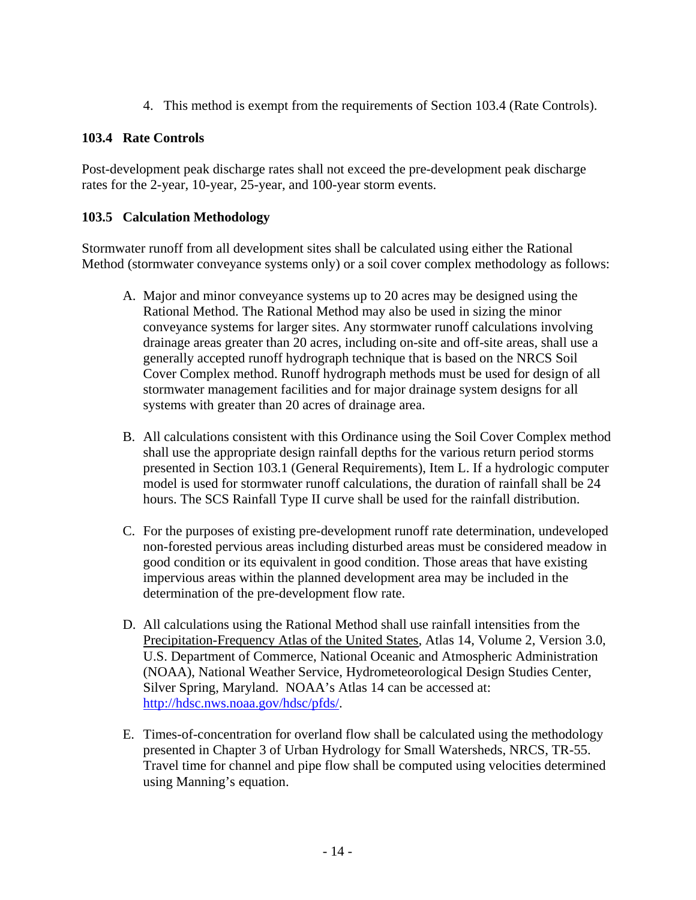4. This method is exempt from the requirements of Section 103.4 (Rate Controls).

### 103.4 Rate Controls

Post-development peak discharge rates shall not exceed the pre-development peak discharge rates for the 2-year, 10-year, 25-year, and 100-year storm events.

### 103.5 Calculation Methodology

Stormwater runoff from all development sites shall be calculated using either the Rational Method (stormwater conveyance systems only) or a soil cover complex methodology as follows:

A. Major and minor conveyance systems up to 20 acres may be designed using the Rational Method. The Rational Method may also be used in sizing the minor conveyance systems for larger sites. Any stormwater runoff calculations involving drainage areas greater than 20 acres, including on-site and off-site areas, shall use a generally accepted runoff hydrograph technique that is based on the NRCS Soil Cover Complex method. Runoff hydrograph methods must be used for design of all stormwater management facilities and for major drainage system designs for all systems with greater than 20 acres of drainage area.

B. All calculations consistent with this Ordinance using the Soil Cover Complex method shall use the appropriate design rainfall depths for the various return period storms presented in Section 103.1 (General Requirements), Item L. If a hydrologic computer model is used for stormwater runoff calculations, the duration of rainfall shall be 24 hours. The SCS Rainfall Type II curve shall be used for the rainfall distribution.

C. For the purposes of existing pre-development runoff rate determination, undeveloped non-forested pervious areas including disturbed areas must be considered meadow in good condition or its equivalent in good condition. Those areas that have existing impervious areas within the planned development area may be included in the determination of the pre-development flow rate.

D. All calculations using the Rational Method shall use rainfall intensities from the Precipitation-Frequency Atlas of the United States, Atlas 14, Volume 2, Version 3.0, U.S. Department of Commerce, National Oceanic and Atmospheric Administration (NOAA), National Weather Service, Hydrometeorological Design Studies Center, Silver Spring, Maryland. NOAA's Atlas 14 can be accessed at: http://hdsc.nws.noaa.gov/hdsc/pfds/.

E. Times-of-concentration for overland flow shall be calculated using the methodology presented in Chapter 3 of Urban Hydrology for Small Watersheds, NRCS, TR-55. Travel time for channel and pipe flow shall be computed using velocities determined using Manning's equation.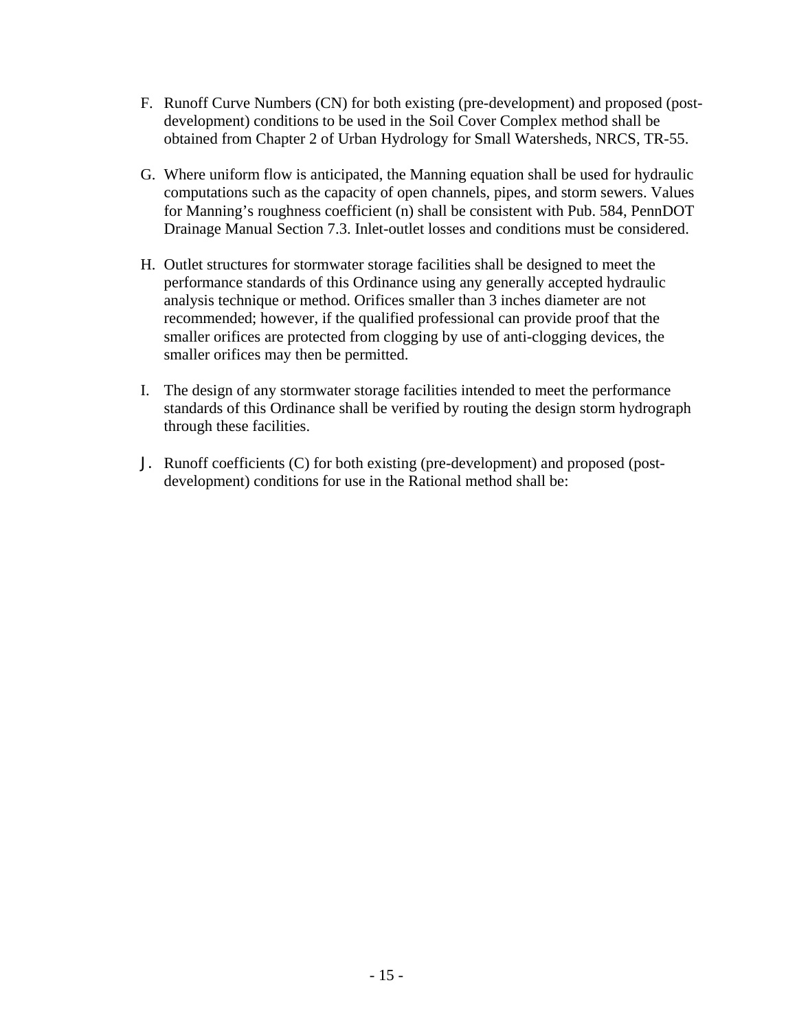F. Runoff Curve Numbers (CN) for both existing (pre-development) and proposed (post-development) conditions to be used in the Soil Cover Complex method shall be obtained from Chapter 2 of Urban Hydrology for Small Watersheds, NRCS, TR-55.

G. Where uniform flow is anticipated, the Manning equation shall be used for hydraulic computations such as the capacity of open channels, pipes, and storm sewers. Values for Manning's roughness coefficient (n) shall be consistent with Pub. 584, PennDOT Drainage Manual Section 7.3. Inlet-outlet losses and conditions must be considered.

H. Outlet structures for stormwater storage facilities shall be designed to meet the performance standards of this Ordinance using any generally accepted hydraulic analysis technique or method. Orifices smaller than 3 inches diameter are not recommended; however, if the qualified professional can provide proof that the smaller orifices are protected from clogging by use of anti-clogging devices, the smaller orifices may then be permitted.

I. The design of any stormwater storage facilities intended to meet the performance standards of this Ordinance shall be verified by routing the design storm hydrograph through these facilities.

J. Runoff coefficients (C) for both existing (pre-development) and proposed (post-development) conditions for use in the Rational method shall be: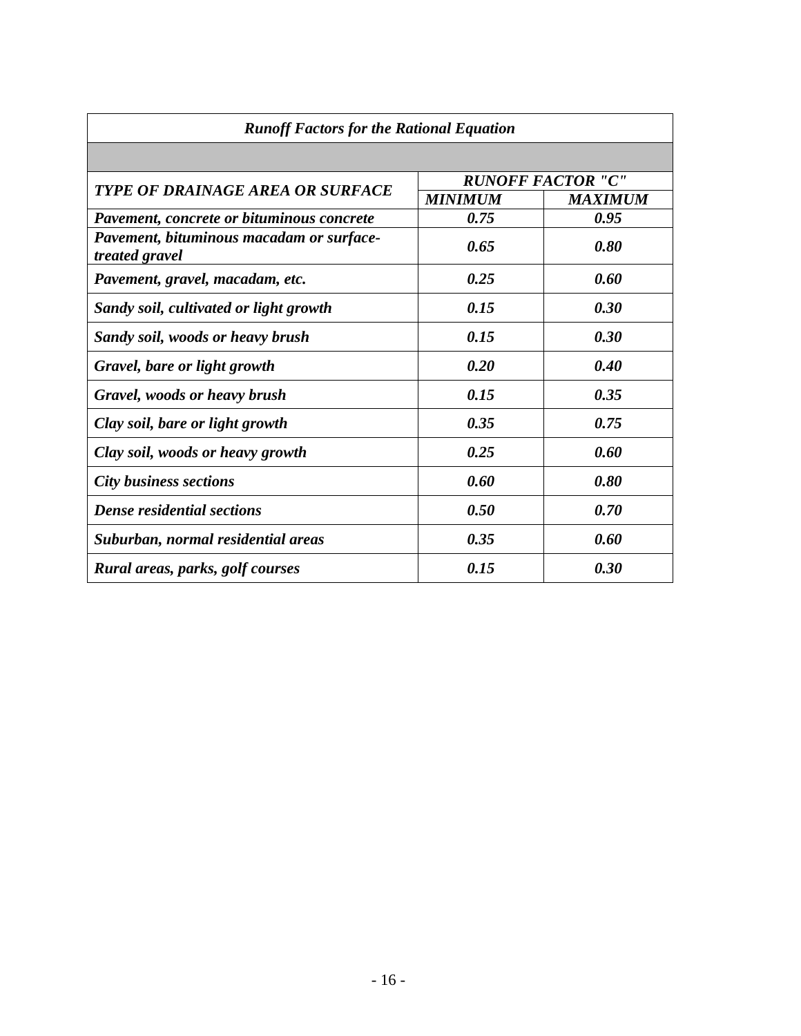***Runoff Factors for the Rational Equation***

| ***TYPE OF DRAINAGE AREA OR SURFACE*** | ***RUNOFF FACTOR "C"*** | |
|---|---|---|
| | ***MINIMUM*** | ***MAXIMUM*** |
| ***Pavement, concrete or bituminous concrete*** | ***0.75*** | ***0.95*** |
| ***Pavement, bituminous macadam or surface-treated gravel*** | ***0.65*** | ***0.80*** |
| ***Pavement, gravel, macadam, etc.*** | ***0.25*** | ***0.60*** |
| ***Sandy soil, cultivated or light growth*** | ***0.15*** | ***0.30*** |
| ***Sandy soil, woods or heavy brush*** | ***0.15*** | ***0.30*** |
| ***Gravel, bare or light growth*** | ***0.20*** | ***0.40*** |
| ***Gravel, woods or heavy brush*** | ***0.15*** | ***0.35*** |
| ***Clay soil, bare or light growth*** | ***0.35*** | ***0.75*** |
| ***Clay soil, woods or heavy growth*** | ***0.25*** | ***0.60*** |
| ***City business sections*** | ***0.60*** | ***0.80*** |
| ***Dense residential sections*** | ***0.50*** | ***0.70*** |
| ***Suburban, normal residential areas*** | ***0.35*** | ***0.60*** |
| ***Rural areas, parks, golf courses*** | ***0.15*** | ***0.30*** |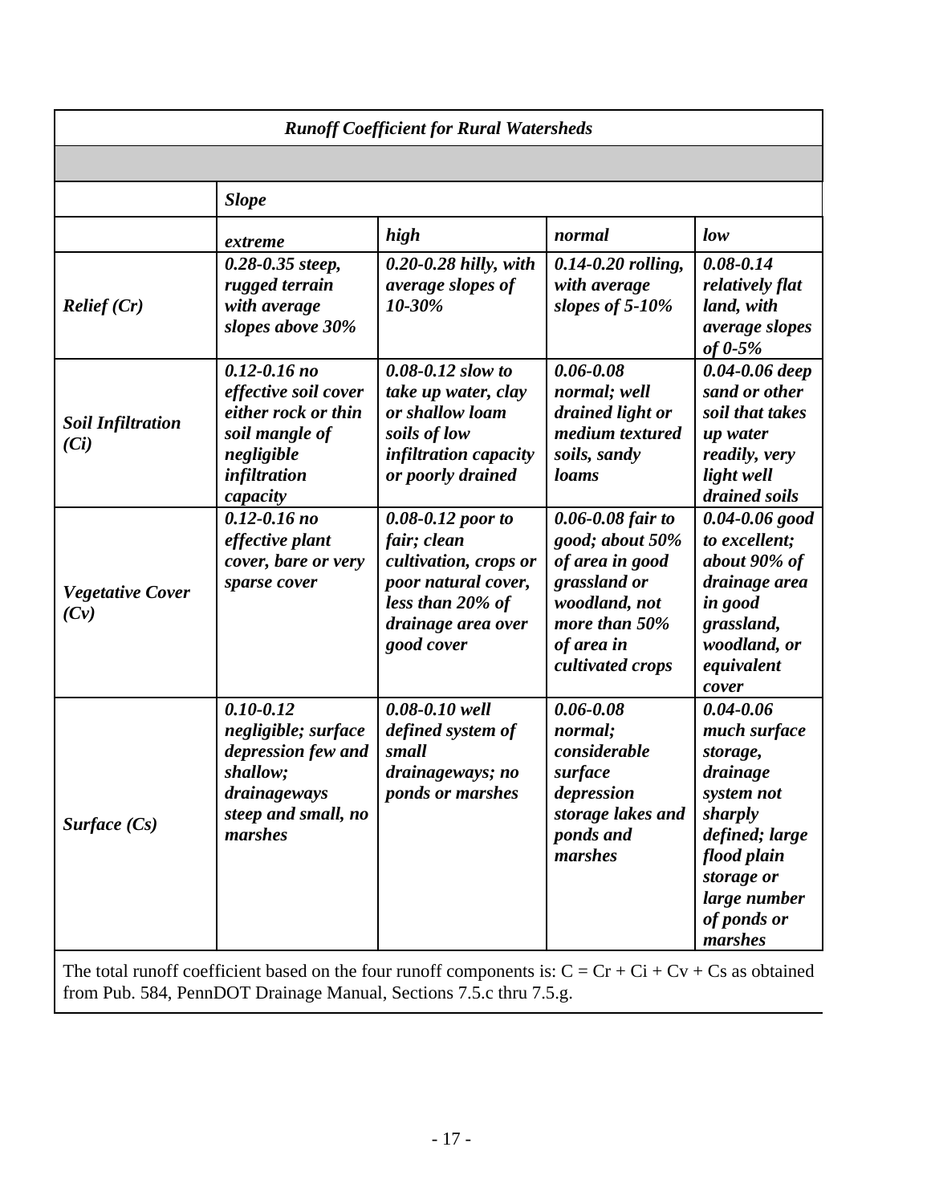| *Runoff Coefficient for Rural Watersheds* | | | | |
|---|---|---|---|---|
| | | | | |
| | ***Slope*** | | | |
| | ***extreme*** | ***high*** | ***normal*** | ***low*** |
| ***Relief (Cr)*** | ***0.28-0.35 steep, rugged terrain with average slopes above 30%*** | ***0.20-0.28 hilly, with average slopes of 10-30%*** | ***0.14-0.20 rolling, with average slopes of 5-10%*** | ***0.08-0.14 relatively flat land, with average slopes of 0-5%*** |
| ***Soil Infiltration (Ci)*** | ***0.12-0.16 no effective soil cover either rock or thin soil mangle of negligible infiltration capacity*** | ***0.08-0.12 slow to take up water, clay or shallow loam soils of low infiltration capacity or poorly drained*** | ***0.06-0.08 normal; well drained light or medium textured soils, sandy loams*** | ***0.04-0.06 deep sand or other soil that takes up water readily, very light well drained soils*** |
| ***Vegetative Cover (Cv)*** | ***0.12-0.16 no effective plant cover, bare or very sparse cover*** | ***0.08-0.12 poor to fair; clean cultivation, crops or poor natural cover, less than 20% of drainage area over good cover*** | ***0.06-0.08 fair to good; about 50% of area in good grassland or woodland, not more than 50% of area in cultivated crops*** | ***0.04-0.06 good to excellent; about 90% of drainage area in good grassland, woodland, or equivalent cover*** |
| ***Surface (Cs)*** | ***0.10-0.12 negligible; surface depression few and shallow; drainageways steep and small, no marshes*** | ***0.08-0.10 well defined system of small drainageways; no ponds or marshes*** | ***0.06-0.08 normal; considerable surface depression storage lakes and ponds and marshes*** | ***0.04-0.06 much surface storage, drainage system not sharply defined; large flood plain storage or large number of ponds or marshes*** |

The total runoff coefficient based on the four runoff components is: $C = Cr + Ci + Cv + Cs$ as obtained from Pub. 584, PennDOT Drainage Manual, Sections 7.5.c thru 7.5.g.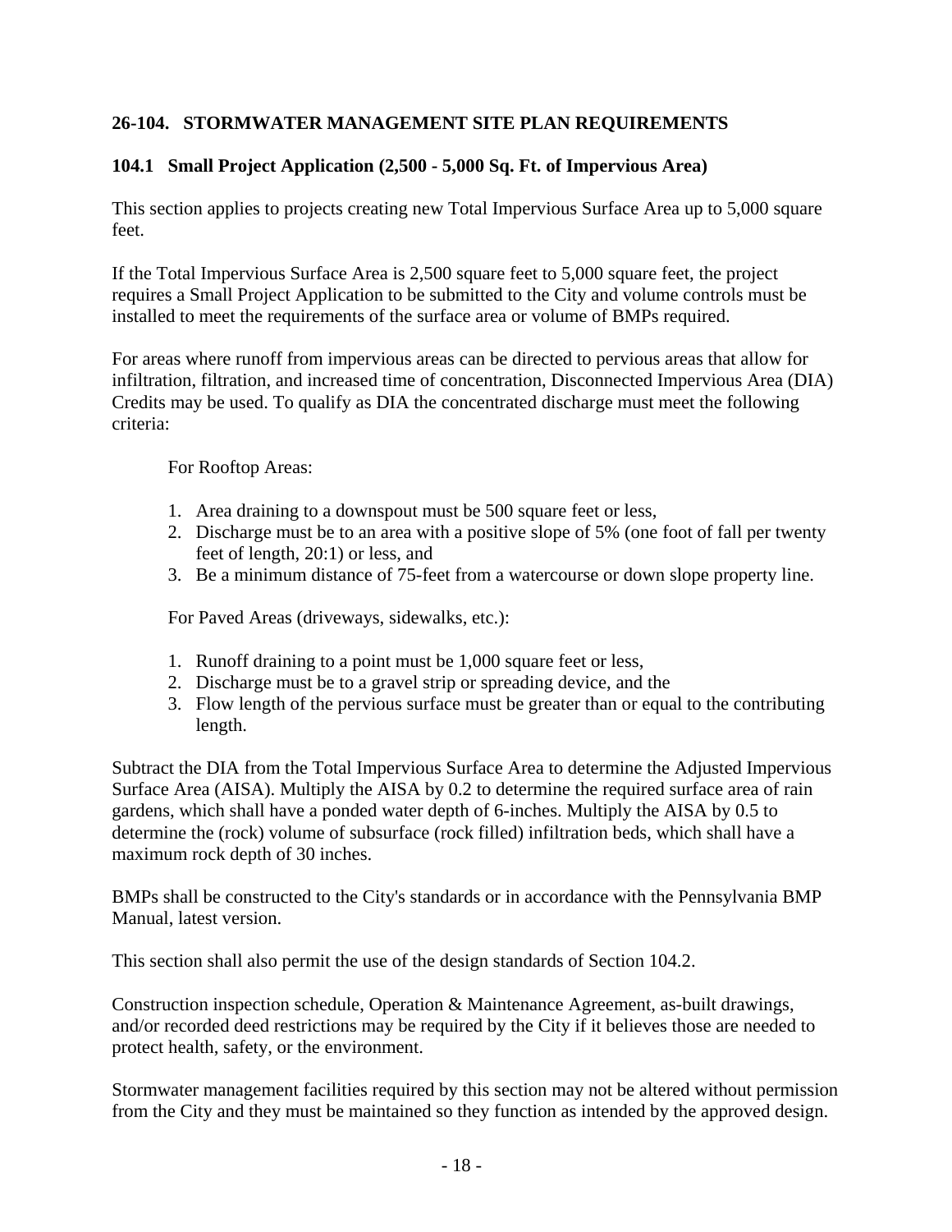## 26-104. STORMWATER MANAGEMENT SITE PLAN REQUIREMENTS

### 104.1 Small Project Application (2,500 - 5,000 Sq. Ft. of Impervious Area)

This section applies to projects creating new Total Impervious Surface Area up to 5,000 square feet.

If the Total Impervious Surface Area is 2,500 square feet to 5,000 square feet, the project requires a Small Project Application to be submitted to the City and volume controls must be installed to meet the requirements of the surface area or volume of BMPs required.

For areas where runoff from impervious areas can be directed to pervious areas that allow for infiltration, filtration, and increased time of concentration, Disconnected Impervious Area (DIA) Credits may be used. To qualify as DIA the concentrated discharge must meet the following criteria:

For Rooftop Areas:

1. Area draining to a downspout must be 500 square feet or less,
2. Discharge must be to an area with a positive slope of 5% (one foot of fall per twenty feet of length, 20:1) or less, and
3. Be a minimum distance of 75-feet from a watercourse or down slope property line.

For Paved Areas (driveways, sidewalks, etc.):

1. Runoff draining to a point must be 1,000 square feet or less,
2. Discharge must be to a gravel strip or spreading device, and the
3. Flow length of the pervious surface must be greater than or equal to the contributing length.

Subtract the DIA from the Total Impervious Surface Area to determine the Adjusted Impervious Surface Area (AISA). Multiply the AISA by 0.2 to determine the required surface area of rain gardens, which shall have a ponded water depth of 6-inches. Multiply the AISA by 0.5 to determine the (rock) volume of subsurface (rock filled) infiltration beds, which shall have a maximum rock depth of 30 inches.

BMPs shall be constructed to the City's standards or in accordance with the Pennsylvania BMP Manual, latest version.

This section shall also permit the use of the design standards of Section 104.2.

Construction inspection schedule, Operation & Maintenance Agreement, as-built drawings, and/or recorded deed restrictions may be required by the City if it believes those are needed to protect health, safety, or the environment.

Stormwater management facilities required by this section may not be altered without permission from the City and they must be maintained so they function as intended by the approved design.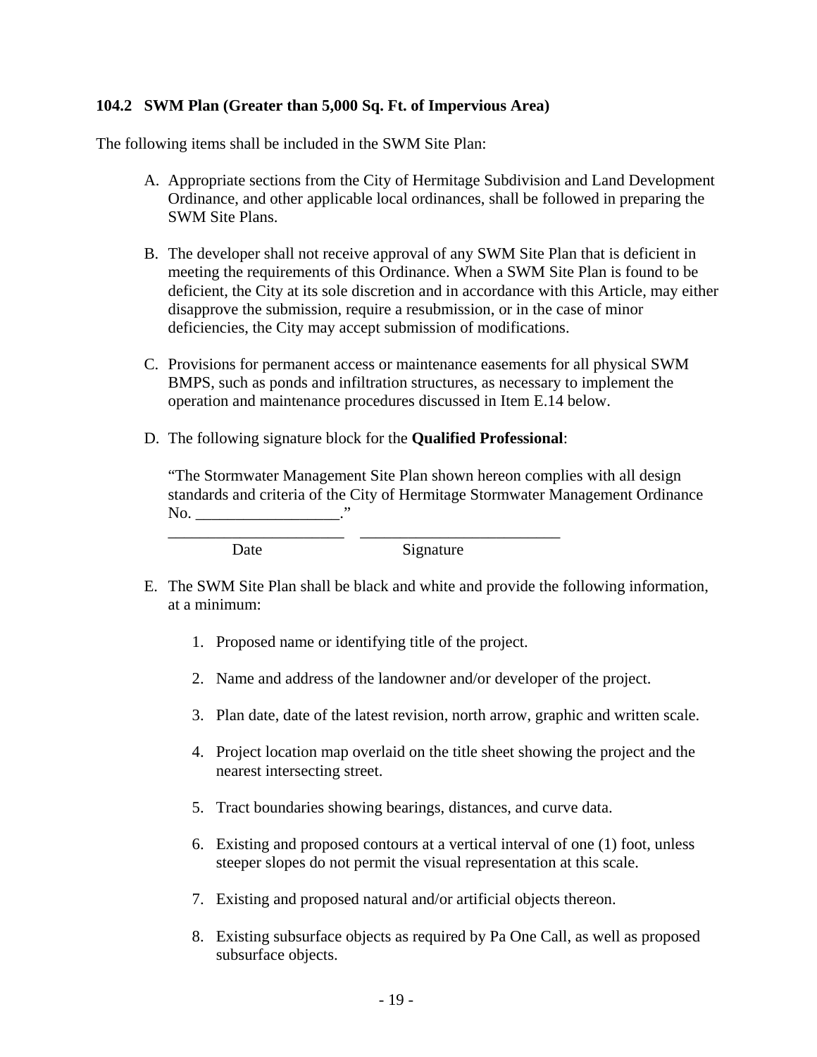### 104.2 SWM Plan (Greater than 5,000 Sq. Ft. of Impervious Area)

The following items shall be included in the SWM Site Plan:

A. Appropriate sections from the City of Hermitage Subdivision and Land Development Ordinance, and other applicable local ordinances, shall be followed in preparing the SWM Site Plans.

B. The developer shall not receive approval of any SWM Site Plan that is deficient in meeting the requirements of this Ordinance. When a SWM Site Plan is found to be deficient, the City at its sole discretion and in accordance with this Article, may either disapprove the submission, require a resubmission, or in the case of minor deficiencies, the City may accept submission of modifications.

C. Provisions for permanent access or maintenance easements for all physical SWM BMPS, such as ponds and infiltration structures, as necessary to implement the operation and maintenance procedures discussed in Item E.14 below.

D. The following signature block for the **Qualified Professional**:

   "The Stormwater Management Site Plan shown hereon complies with all design standards and criteria of the City of Hermitage Stormwater Management Ordinance No. __________________."

   ______________________ &nbsp;&nbsp; _________________________
   Date &nbsp;&nbsp;&nbsp;&nbsp;&nbsp;&nbsp;&nbsp;&nbsp;&nbsp;&nbsp;&nbsp;&nbsp;&nbsp;&nbsp;&nbsp;&nbsp;&nbsp;&nbsp;&nbsp;&nbsp; Signature

E. The SWM Site Plan shall be black and white and provide the following information, at a minimum:

   1. Proposed name or identifying title of the project.

   2. Name and address of the landowner and/or developer of the project.

   3. Plan date, date of the latest revision, north arrow, graphic and written scale.

   4. Project location map overlaid on the title sheet showing the project and the nearest intersecting street.

   5. Tract boundaries showing bearings, distances, and curve data.

   6. Existing and proposed contours at a vertical interval of one (1) foot, unless steeper slopes do not permit the visual representation at this scale.

   7. Existing and proposed natural and/or artificial objects thereon.

   8. Existing subsurface objects as required by Pa One Call, as well as proposed subsurface objects.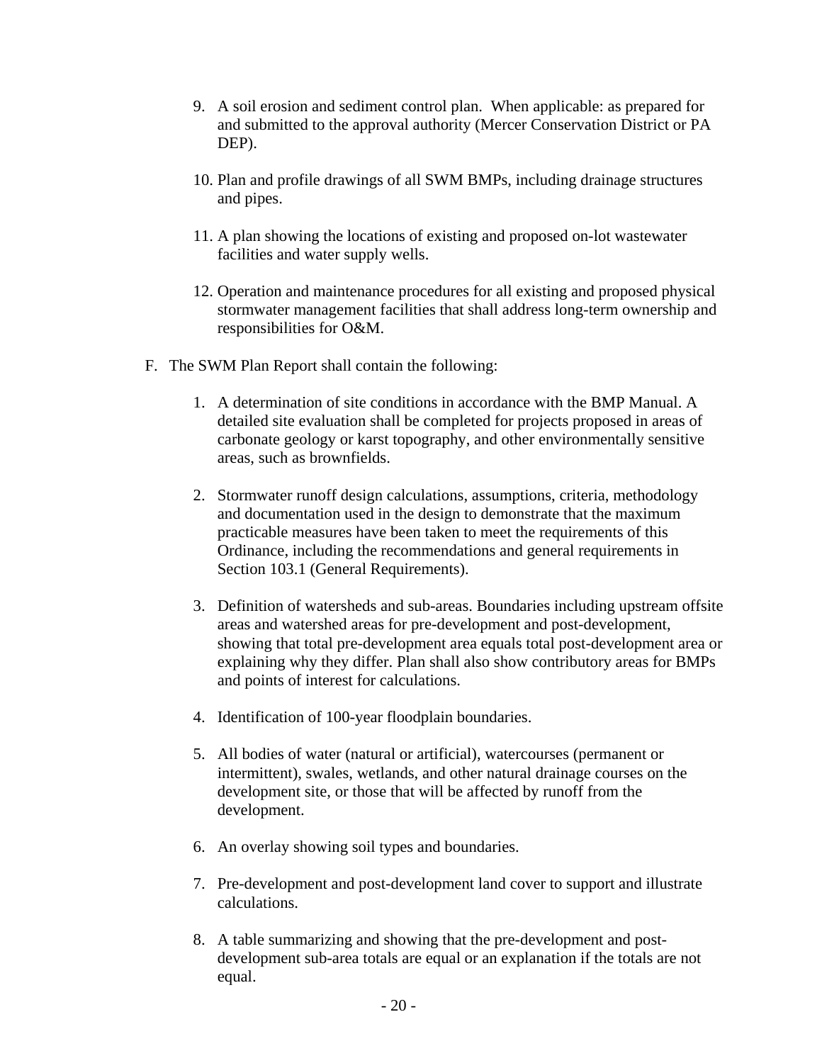9. A soil erosion and sediment control plan. When applicable: as prepared for and submitted to the approval authority (Mercer Conservation District or PA DEP).

10. Plan and profile drawings of all SWM BMPs, including drainage structures and pipes.

11. A plan showing the locations of existing and proposed on-lot wastewater facilities and water supply wells.

12. Operation and maintenance procedures for all existing and proposed physical stormwater management facilities that shall address long-term ownership and responsibilities for O&M.

F. The SWM Plan Report shall contain the following:

   1. A determination of site conditions in accordance with the BMP Manual. A detailed site evaluation shall be completed for projects proposed in areas of carbonate geology or karst topography, and other environmentally sensitive areas, such as brownfields.

   2. Stormwater runoff design calculations, assumptions, criteria, methodology and documentation used in the design to demonstrate that the maximum practicable measures have been taken to meet the requirements of this Ordinance, including the recommendations and general requirements in Section 103.1 (General Requirements).

   3. Definition of watersheds and sub-areas. Boundaries including upstream offsite areas and watershed areas for pre-development and post-development, showing that total pre-development area equals total post-development area or explaining why they differ. Plan shall also show contributory areas for BMPs and points of interest for calculations.

   4. Identification of 100-year floodplain boundaries.

   5. All bodies of water (natural or artificial), watercourses (permanent or intermittent), swales, wetlands, and other natural drainage courses on the development site, or those that will be affected by runoff from the development.

   6. An overlay showing soil types and boundaries.

   7. Pre-development and post-development land cover to support and illustrate calculations.

   8. A table summarizing and showing that the pre-development and post-development sub-area totals are equal or an explanation if the totals are not equal.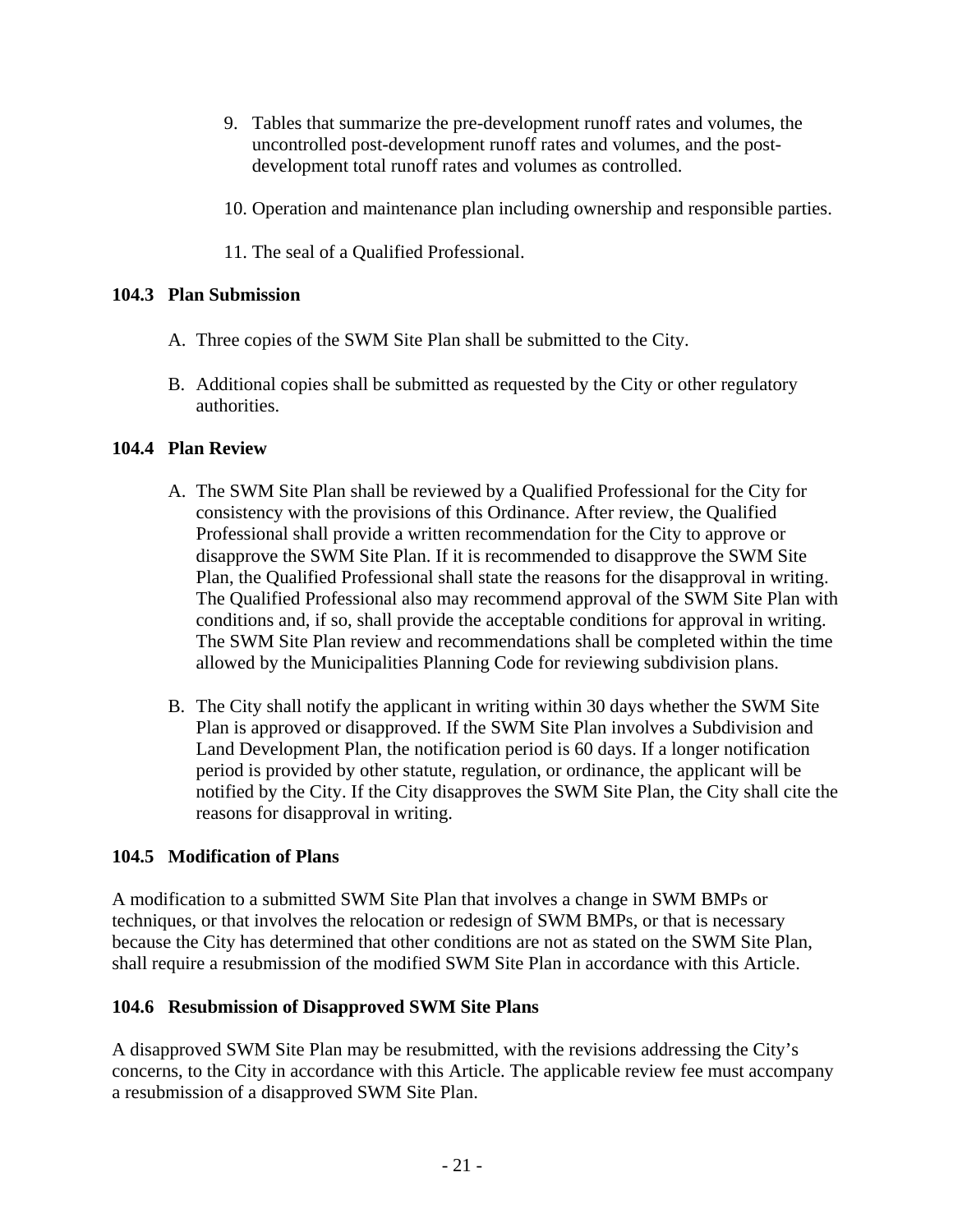9. Tables that summarize the pre-development runoff rates and volumes, the uncontrolled post-development runoff rates and volumes, and the post-development total runoff rates and volumes as controlled.

10. Operation and maintenance plan including ownership and responsible parties.

11. The seal of a Qualified Professional.

### 104.3 Plan Submission

A. Three copies of the SWM Site Plan shall be submitted to the City.

B. Additional copies shall be submitted as requested by the City or other regulatory authorities.

### 104.4 Plan Review

A. The SWM Site Plan shall be reviewed by a Qualified Professional for the City for consistency with the provisions of this Ordinance. After review, the Qualified Professional shall provide a written recommendation for the City to approve or disapprove the SWM Site Plan. If it is recommended to disapprove the SWM Site Plan, the Qualified Professional shall state the reasons for the disapproval in writing. The Qualified Professional also may recommend approval of the SWM Site Plan with conditions and, if so, shall provide the acceptable conditions for approval in writing. The SWM Site Plan review and recommendations shall be completed within the time allowed by the Municipalities Planning Code for reviewing subdivision plans.

B. The City shall notify the applicant in writing within 30 days whether the SWM Site Plan is approved or disapproved. If the SWM Site Plan involves a Subdivision and Land Development Plan, the notification period is 60 days. If a longer notification period is provided by other statute, regulation, or ordinance, the applicant will be notified by the City. If the City disapproves the SWM Site Plan, the City shall cite the reasons for disapproval in writing.

### 104.5 Modification of Plans

A modification to a submitted SWM Site Plan that involves a change in SWM BMPs or techniques, or that involves the relocation or redesign of SWM BMPs, or that is necessary because the City has determined that other conditions are not as stated on the SWM Site Plan, shall require a resubmission of the modified SWM Site Plan in accordance with this Article.

### 104.6 Resubmission of Disapproved SWM Site Plans

A disapproved SWM Site Plan may be resubmitted, with the revisions addressing the City's concerns, to the City in accordance with this Article. The applicable review fee must accompany a resubmission of a disapproved SWM Site Plan.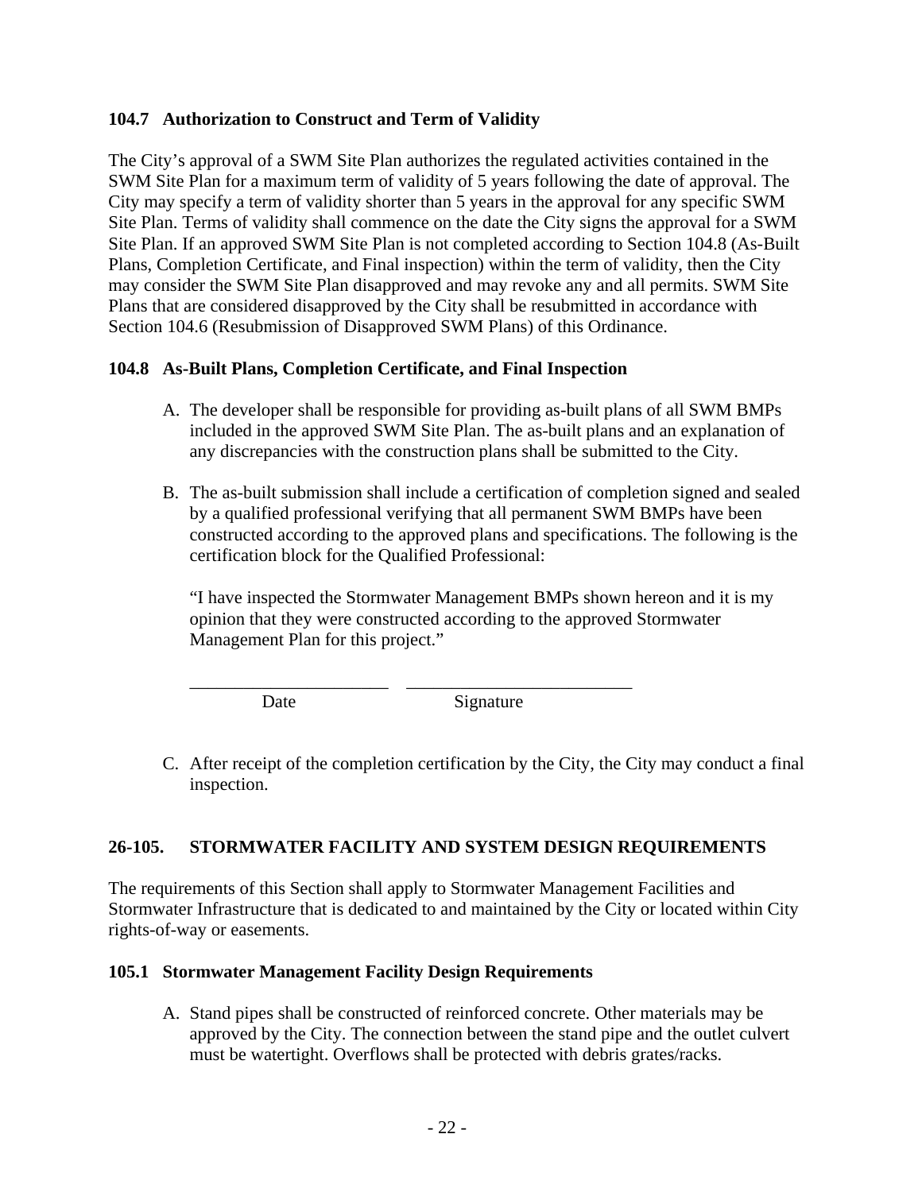### 104.7 Authorization to Construct and Term of Validity

The City's approval of a SWM Site Plan authorizes the regulated activities contained in the SWM Site Plan for a maximum term of validity of 5 years following the date of approval. The City may specify a term of validity shorter than 5 years in the approval for any specific SWM Site Plan. Terms of validity shall commence on the date the City signs the approval for a SWM Site Plan. If an approved SWM Site Plan is not completed according to Section 104.8 (As-Built Plans, Completion Certificate, and Final inspection) within the term of validity, then the City may consider the SWM Site Plan disapproved and may revoke any and all permits. SWM Site Plans that are considered disapproved by the City shall be resubmitted in accordance with Section 104.6 (Resubmission of Disapproved SWM Plans) of this Ordinance.

### 104.8 As-Built Plans, Completion Certificate, and Final Inspection

A. The developer shall be responsible for providing as-built plans of all SWM BMPs included in the approved SWM Site Plan. The as-built plans and an explanation of any discrepancies with the construction plans shall be submitted to the City.

B. The as-built submission shall include a certification of completion signed and sealed by a qualified professional verifying that all permanent SWM BMPs have been constructed according to the approved plans and specifications. The following is the certification block for the Qualified Professional:

   "I have inspected the Stormwater Management BMPs shown hereon and it is my opinion that they were constructed according to the approved Stormwater Management Plan for this project."

   ______________________ ________________________
   Date Signature

C. After receipt of the completion certification by the City, the City may conduct a final inspection.

## 26-105. STORMWATER FACILITY AND SYSTEM DESIGN REQUIREMENTS

The requirements of this Section shall apply to Stormwater Management Facilities and Stormwater Infrastructure that is dedicated to and maintained by the City or located within City rights-of-way or easements.

### 105.1 Stormwater Management Facility Design Requirements

A. Stand pipes shall be constructed of reinforced concrete. Other materials may be approved by the City. The connection between the stand pipe and the outlet culvert must be watertight. Overflows shall be protected with debris grates/racks.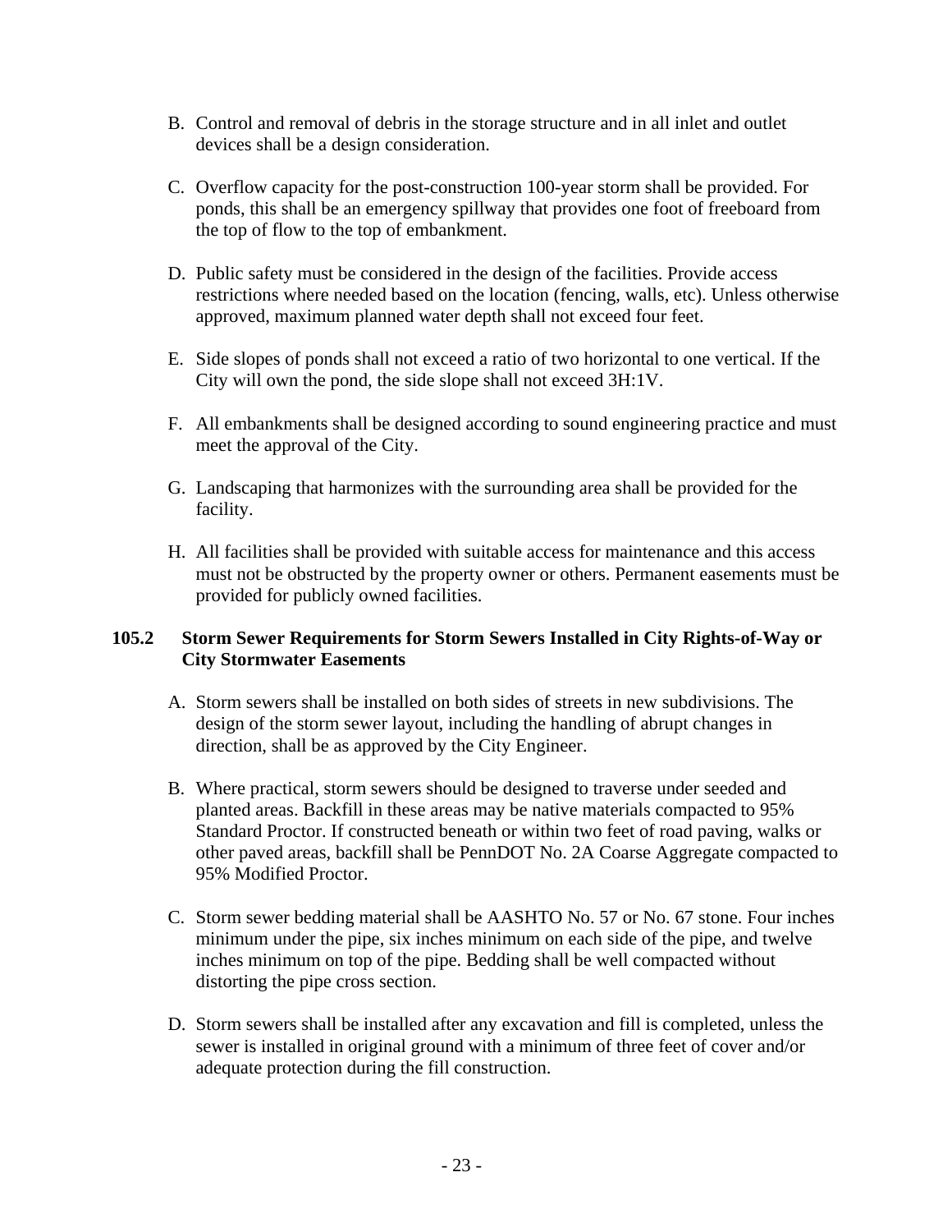B. Control and removal of debris in the storage structure and in all inlet and outlet devices shall be a design consideration.

C. Overflow capacity for the post-construction 100-year storm shall be provided. For ponds, this shall be an emergency spillway that provides one foot of freeboard from the top of flow to the top of embankment.

D. Public safety must be considered in the design of the facilities. Provide access restrictions where needed based on the location (fencing, walls, etc). Unless otherwise approved, maximum planned water depth shall not exceed four feet.

E. Side slopes of ponds shall not exceed a ratio of two horizontal to one vertical. If the City will own the pond, the side slope shall not exceed 3H:1V.

F. All embankments shall be designed according to sound engineering practice and must meet the approval of the City.

G. Landscaping that harmonizes with the surrounding area shall be provided for the facility.

H. All facilities shall be provided with suitable access for maintenance and this access must not be obstructed by the property owner or others. Permanent easements must be provided for publicly owned facilities.

### 105.2 Storm Sewer Requirements for Storm Sewers Installed in City Rights-of-Way or City Stormwater Easements

A. Storm sewers shall be installed on both sides of streets in new subdivisions. The design of the storm sewer layout, including the handling of abrupt changes in direction, shall be as approved by the City Engineer.

B. Where practical, storm sewers should be designed to traverse under seeded and planted areas. Backfill in these areas may be native materials compacted to 95% Standard Proctor. If constructed beneath or within two feet of road paving, walks or other paved areas, backfill shall be PennDOT No. 2A Coarse Aggregate compacted to 95% Modified Proctor.

C. Storm sewer bedding material shall be AASHTO No. 57 or No. 67 stone. Four inches minimum under the pipe, six inches minimum on each side of the pipe, and twelve inches minimum on top of the pipe. Bedding shall be well compacted without distorting the pipe cross section.

D. Storm sewers shall be installed after any excavation and fill is completed, unless the sewer is installed in original ground with a minimum of three feet of cover and/or adequate protection during the fill construction.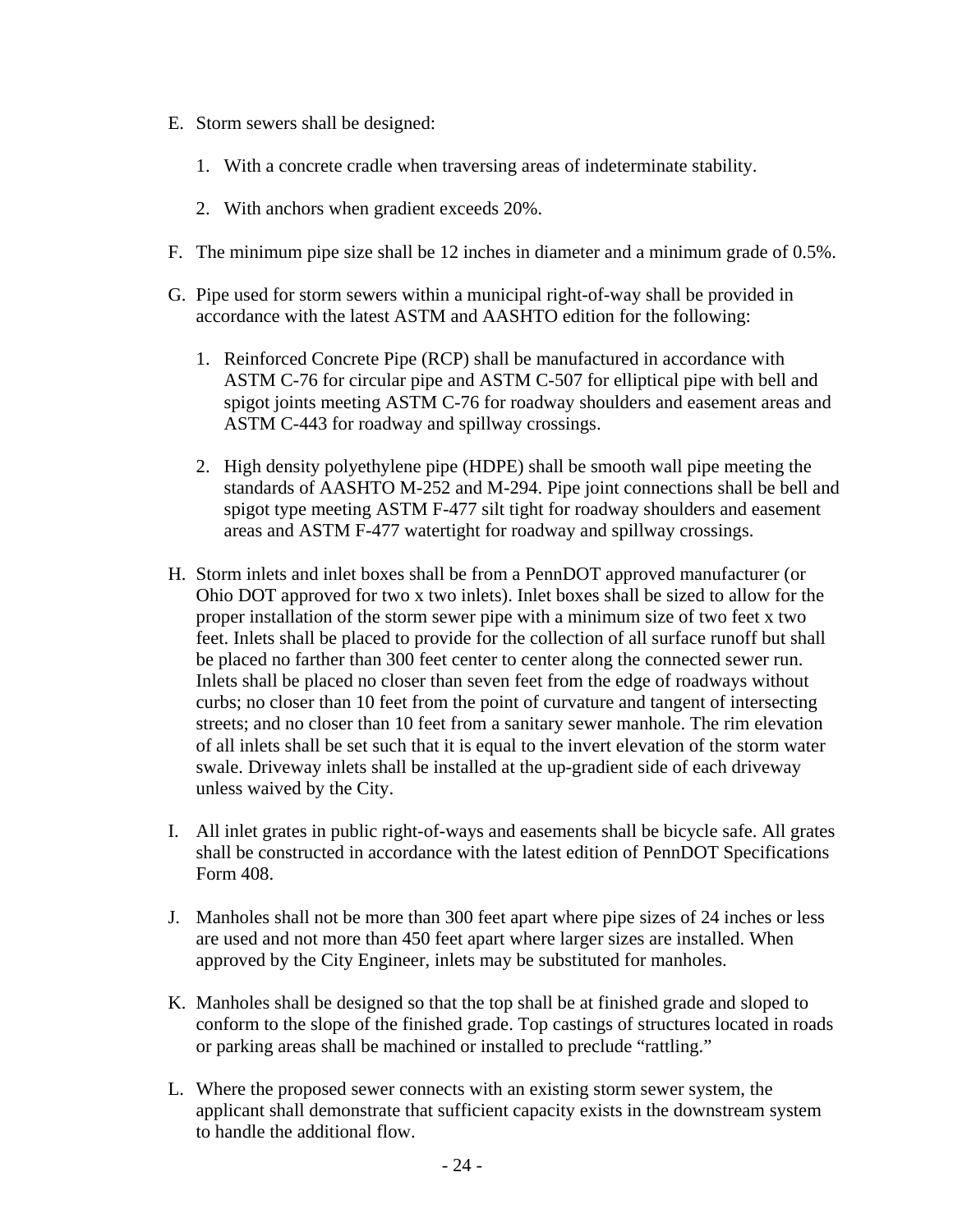E. Storm sewers shall be designed:

   1. With a concrete cradle when traversing areas of indeterminate stability.

   2. With anchors when gradient exceeds 20%.

F. The minimum pipe size shall be 12 inches in diameter and a minimum grade of 0.5%.

G. Pipe used for storm sewers within a municipal right-of-way shall be provided in accordance with the latest ASTM and AASHTO edition for the following:

   1. Reinforced Concrete Pipe (RCP) shall be manufactured in accordance with ASTM C-76 for circular pipe and ASTM C-507 for elliptical pipe with bell and spigot joints meeting ASTM C-76 for roadway shoulders and easement areas and ASTM C-443 for roadway and spillway crossings.

   2. High density polyethylene pipe (HDPE) shall be smooth wall pipe meeting the standards of AASHTO M-252 and M-294. Pipe joint connections shall be bell and spigot type meeting ASTM F-477 silt tight for roadway shoulders and easement areas and ASTM F-477 watertight for roadway and spillway crossings.

H. Storm inlets and inlet boxes shall be from a PennDOT approved manufacturer (or Ohio DOT approved for two x two inlets). Inlet boxes shall be sized to allow for the proper installation of the storm sewer pipe with a minimum size of two feet x two feet. Inlets shall be placed to provide for the collection of all surface runoff but shall be placed no farther than 300 feet center to center along the connected sewer run. Inlets shall be placed no closer than seven feet from the edge of roadways without curbs; no closer than 10 feet from the point of curvature and tangent of intersecting streets; and no closer than 10 feet from a sanitary sewer manhole. The rim elevation of all inlets shall be set such that it is equal to the invert elevation of the storm water swale. Driveway inlets shall be installed at the up-gradient side of each driveway unless waived by the City.

I. All inlet grates in public right-of-ways and easements shall be bicycle safe. All grates shall be constructed in accordance with the latest edition of PennDOT Specifications Form 408.

J. Manholes shall not be more than 300 feet apart where pipe sizes of 24 inches or less are used and not more than 450 feet apart where larger sizes are installed. When approved by the City Engineer, inlets may be substituted for manholes.

K. Manholes shall be designed so that the top shall be at finished grade and sloped to conform to the slope of the finished grade. Top castings of structures located in roads or parking areas shall be machined or installed to preclude "rattling."

L. Where the proposed sewer connects with an existing storm sewer system, the applicant shall demonstrate that sufficient capacity exists in the downstream system to handle the additional flow.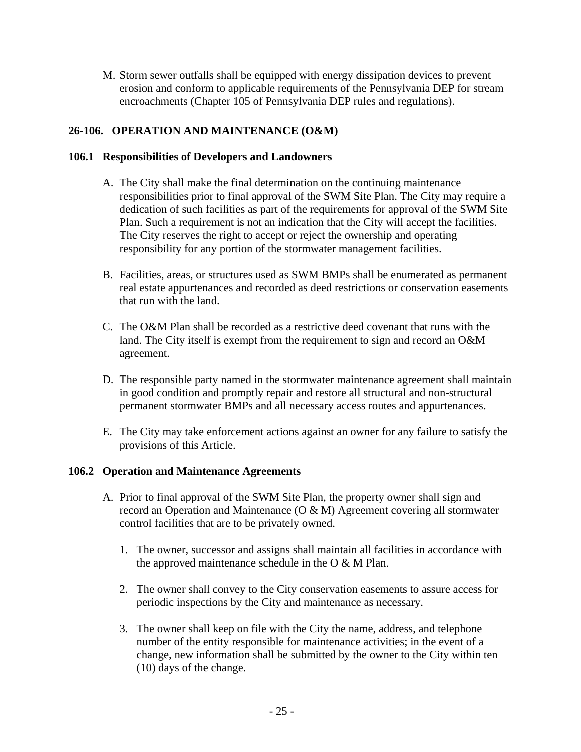M. Storm sewer outfalls shall be equipped with energy dissipation devices to prevent erosion and conform to applicable requirements of the Pennsylvania DEP for stream encroachments (Chapter 105 of Pennsylvania DEP rules and regulations).

## 26-106. OPERATION AND MAINTENANCE (O&M)

### 106.1 Responsibilities of Developers and Landowners

A. The City shall make the final determination on the continuing maintenance responsibilities prior to final approval of the SWM Site Plan. The City may require a dedication of such facilities as part of the requirements for approval of the SWM Site Plan. Such a requirement is not an indication that the City will accept the facilities. The City reserves the right to accept or reject the ownership and operating responsibility for any portion of the stormwater management facilities.

B. Facilities, areas, or structures used as SWM BMPs shall be enumerated as permanent real estate appurtenances and recorded as deed restrictions or conservation easements that run with the land.

C. The O&M Plan shall be recorded as a restrictive deed covenant that runs with the land. The City itself is exempt from the requirement to sign and record an O&M agreement.

D. The responsible party named in the stormwater maintenance agreement shall maintain in good condition and promptly repair and restore all structural and non-structural permanent stormwater BMPs and all necessary access routes and appurtenances.

E. The City may take enforcement actions against an owner for any failure to satisfy the provisions of this Article.

### 106.2 Operation and Maintenance Agreements

A. Prior to final approval of the SWM Site Plan, the property owner shall sign and record an Operation and Maintenance (O & M) Agreement covering all stormwater control facilities that are to be privately owned.

   1. The owner, successor and assigns shall maintain all facilities in accordance with the approved maintenance schedule in the O & M Plan.

   2. The owner shall convey to the City conservation easements to assure access for periodic inspections by the City and maintenance as necessary.

   3. The owner shall keep on file with the City the name, address, and telephone number of the entity responsible for maintenance activities; in the event of a change, new information shall be submitted by the owner to the City within ten (10) days of the change.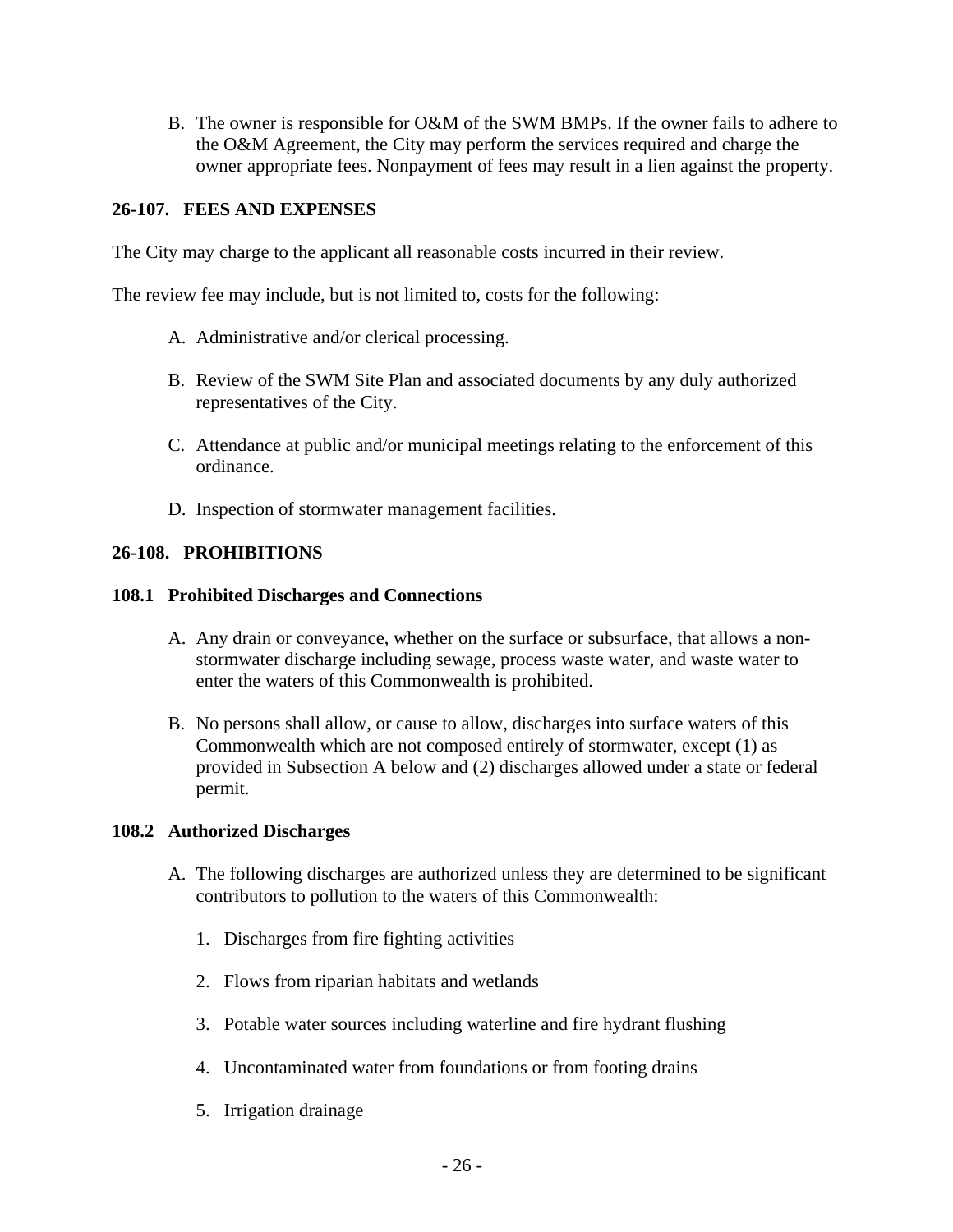B. The owner is responsible for O&M of the SWM BMPs. If the owner fails to adhere to the O&M Agreement, the City may perform the services required and charge the owner appropriate fees. Nonpayment of fees may result in a lien against the property.

## 26-107. FEES AND EXPENSES

The City may charge to the applicant all reasonable costs incurred in their review.

The review fee may include, but is not limited to, costs for the following:

A. Administrative and/or clerical processing.

B. Review of the SWM Site Plan and associated documents by any duly authorized representatives of the City.

C. Attendance at public and/or municipal meetings relating to the enforcement of this ordinance.

D. Inspection of stormwater management facilities.

## 26-108. PROHIBITIONS

### 108.1 Prohibited Discharges and Connections

A. Any drain or conveyance, whether on the surface or subsurface, that allows a non-stormwater discharge including sewage, process waste water, and waste water to enter the waters of this Commonwealth is prohibited.

B. No persons shall allow, or cause to allow, discharges into surface waters of this Commonwealth which are not composed entirely of stormwater, except (1) as provided in Subsection A below and (2) discharges allowed under a state or federal permit.

### 108.2 Authorized Discharges

A. The following discharges are authorized unless they are determined to be significant contributors to pollution to the waters of this Commonwealth:

1. Discharges from fire fighting activities
2. Flows from riparian habitats and wetlands
3. Potable water sources including waterline and fire hydrant flushing
4. Uncontaminated water from foundations or from footing drains
5. Irrigation drainage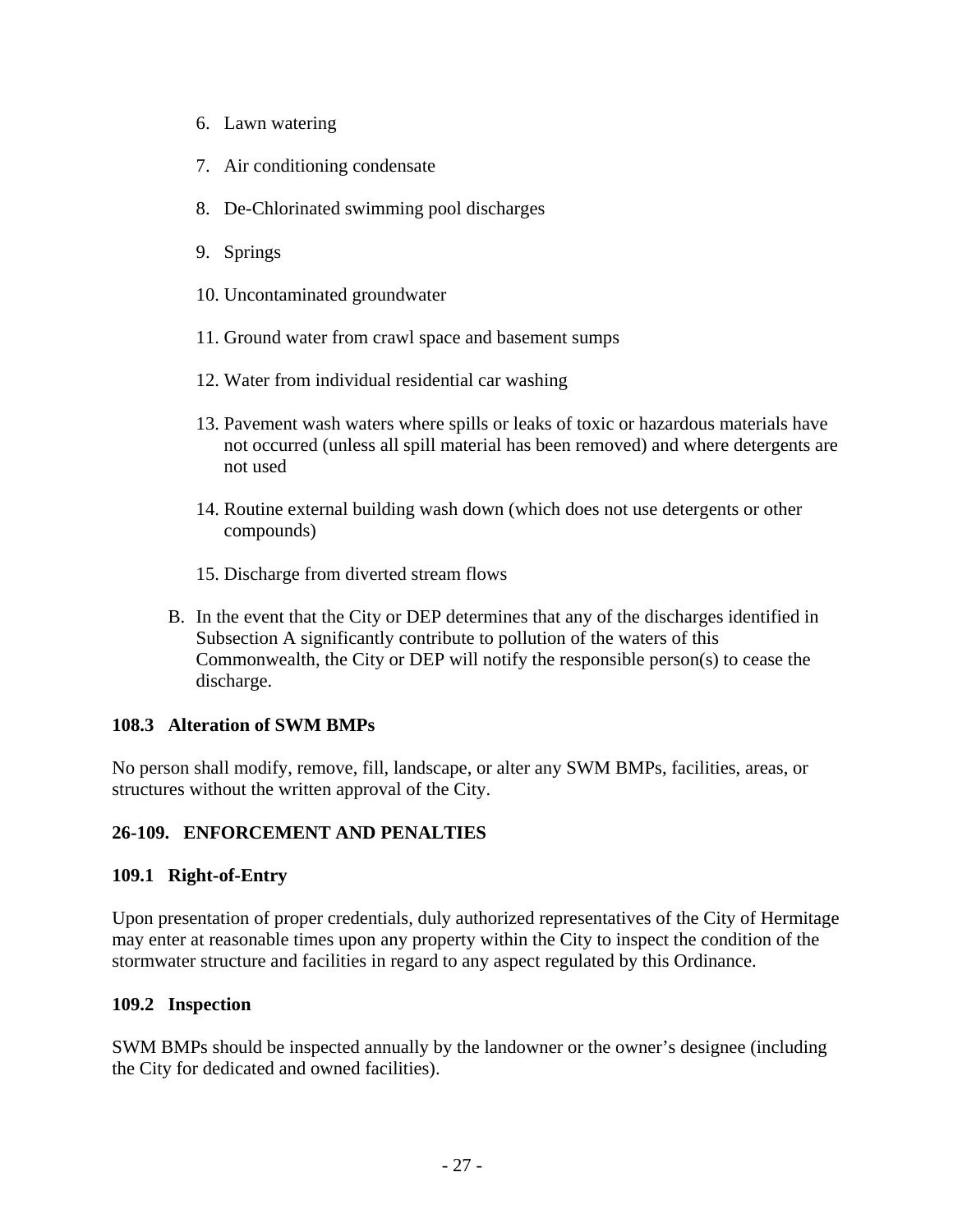6. Lawn watering

7. Air conditioning condensate

8. De-Chlorinated swimming pool discharges

9. Springs

10. Uncontaminated groundwater

11. Ground water from crawl space and basement sumps

12. Water from individual residential car washing

13. Pavement wash waters where spills or leaks of toxic or hazardous materials have not occurred (unless all spill material has been removed) and where detergents are not used

14. Routine external building wash down (which does not use detergents or other compounds)

15. Discharge from diverted stream flows

B. In the event that the City or DEP determines that any of the discharges identified in Subsection A significantly contribute to pollution of the waters of this Commonwealth, the City or DEP will notify the responsible person(s) to cease the discharge.

**108.3 Alteration of SWM BMPs**

No person shall modify, remove, fill, landscape, or alter any SWM BMPs, facilities, areas, or structures without the written approval of the City.

**26-109. ENFORCEMENT AND PENALTIES**

**109.1 Right-of-Entry**

Upon presentation of proper credentials, duly authorized representatives of the City of Hermitage may enter at reasonable times upon any property within the City to inspect the condition of the stormwater structure and facilities in regard to any aspect regulated by this Ordinance.

**109.2 Inspection**

SWM BMPs should be inspected annually by the landowner or the owner's designee (including the City for dedicated and owned facilities).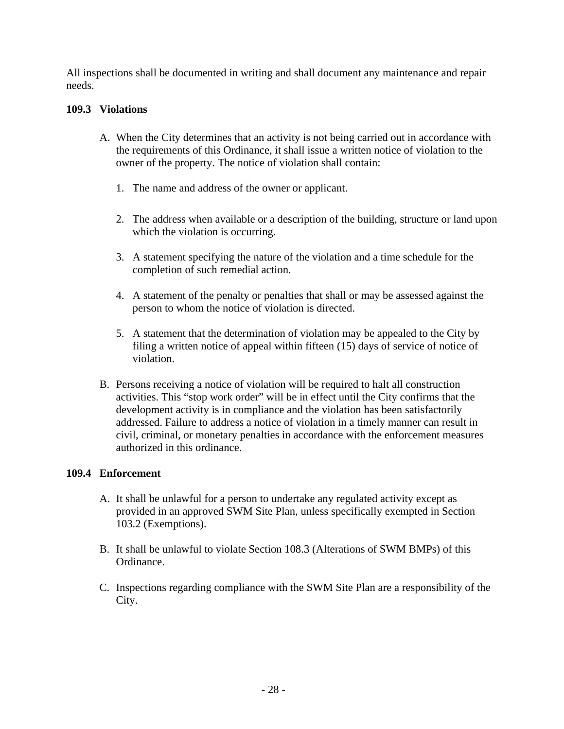All inspections shall be documented in writing and shall document any maintenance and repair needs.

### 109.3 Violations

A. When the City determines that an activity is not being carried out in accordance with the requirements of this Ordinance, it shall issue a written notice of violation to the owner of the property. The notice of violation shall contain:

   1. The name and address of the owner or applicant.

   2. The address when available or a description of the building, structure or land upon which the violation is occurring.

   3. A statement specifying the nature of the violation and a time schedule for the completion of such remedial action.

   4. A statement of the penalty or penalties that shall or may be assessed against the person to whom the notice of violation is directed.

   5. A statement that the determination of violation may be appealed to the City by filing a written notice of appeal within fifteen (15) days of service of notice of violation.

B. Persons receiving a notice of violation will be required to halt all construction activities. This "stop work order" will be in effect until the City confirms that the development activity is in compliance and the violation has been satisfactorily addressed. Failure to address a notice of violation in a timely manner can result in civil, criminal, or monetary penalties in accordance with the enforcement measures authorized in this ordinance.

### 109.4 Enforcement

A. It shall be unlawful for a person to undertake any regulated activity except as provided in an approved SWM Site Plan, unless specifically exempted in Section 103.2 (Exemptions).

B. It shall be unlawful to violate Section 108.3 (Alterations of SWM BMPs) of this Ordinance.

C. Inspections regarding compliance with the SWM Site Plan are a responsibility of the City.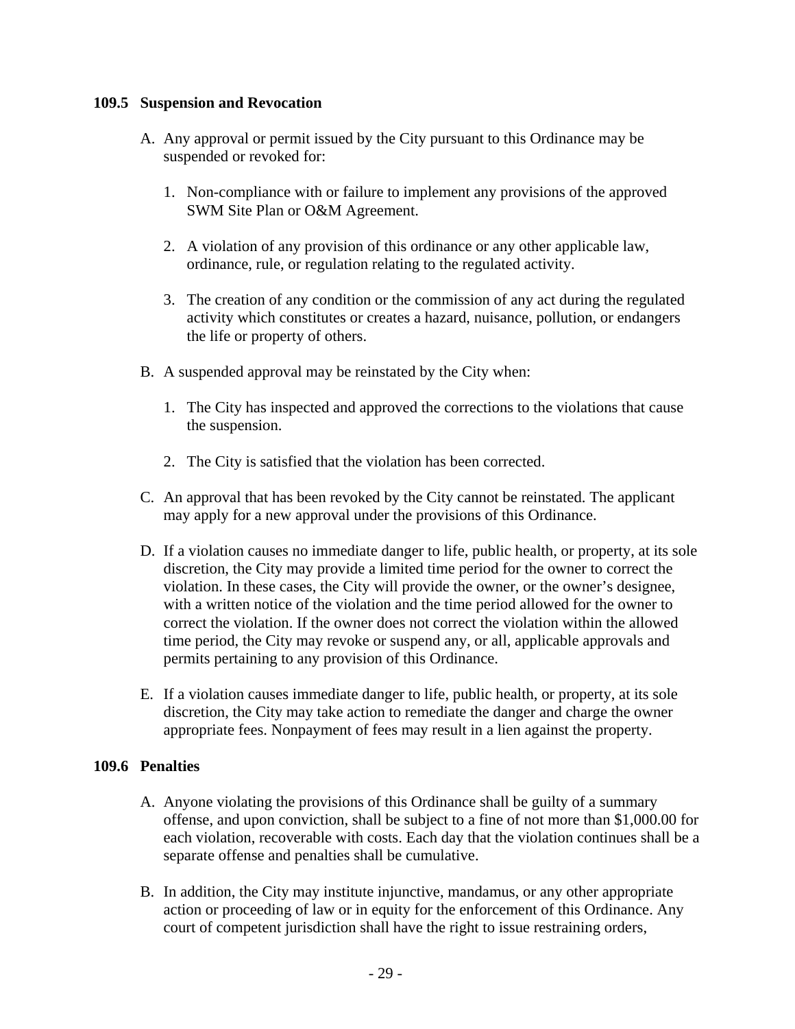### 109.5 Suspension and Revocation

A. Any approval or permit issued by the City pursuant to this Ordinance may be suspended or revoked for:

   1. Non-compliance with or failure to implement any provisions of the approved SWM Site Plan or O&M Agreement.

   2. A violation of any provision of this ordinance or any other applicable law, ordinance, rule, or regulation relating to the regulated activity.

   3. The creation of any condition or the commission of any act during the regulated activity which constitutes or creates a hazard, nuisance, pollution, or endangers the life or property of others.

B. A suspended approval may be reinstated by the City when:

   1. The City has inspected and approved the corrections to the violations that cause the suspension.

   2. The City is satisfied that the violation has been corrected.

C. An approval that has been revoked by the City cannot be reinstated. The applicant may apply for a new approval under the provisions of this Ordinance.

D. If a violation causes no immediate danger to life, public health, or property, at its sole discretion, the City may provide a limited time period for the owner to correct the violation. In these cases, the City will provide the owner, or the owner's designee, with a written notice of the violation and the time period allowed for the owner to correct the violation. If the owner does not correct the violation within the allowed time period, the City may revoke or suspend any, or all, applicable approvals and permits pertaining to any provision of this Ordinance.

E. If a violation causes immediate danger to life, public health, or property, at its sole discretion, the City may take action to remediate the danger and charge the owner appropriate fees. Nonpayment of fees may result in a lien against the property.

### 109.6 Penalties

A. Anyone violating the provisions of this Ordinance shall be guilty of a summary offense, and upon conviction, shall be subject to a fine of not more than $1,000.00 for each violation, recoverable with costs. Each day that the violation continues shall be a separate offense and penalties shall be cumulative.

B. In addition, the City may institute injunctive, mandamus, or any other appropriate action or proceeding of law or in equity for the enforcement of this Ordinance. Any court of competent jurisdiction shall have the right to issue restraining orders,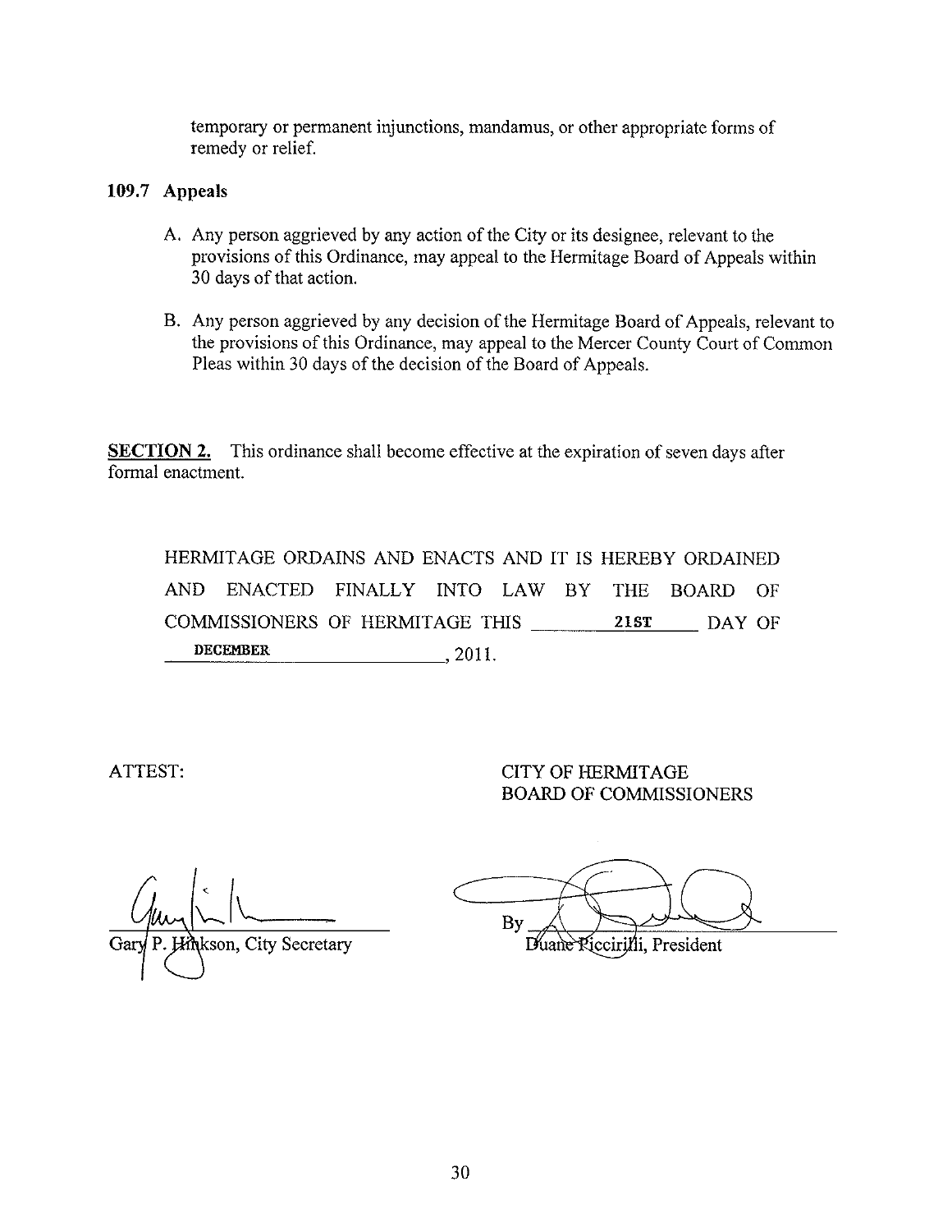temporary or permanent injunctions, mandamus, or other appropriate forms of remedy or relief.

### 109.7 Appeals

A. Any person aggrieved by any action of the City or its designee, relevant to the provisions of this Ordinance, may appeal to the Hermitage Board of Appeals within 30 days of that action.

B. Any person aggrieved by any decision of the Hermitage Board of Appeals, relevant to the provisions of this Ordinance, may appeal to the Mercer County Court of Common Pleas within 30 days of the decision of the Board of Appeals.

**SECTION 2.** This ordinance shall become effective at the expiration of seven days after formal enactment.

HERMITAGE ORDAINS AND ENACTS AND IT IS HEREBY ORDAINED AND ENACTED FINALLY INTO LAW BY THE BOARD OF COMMISSIONERS OF HERMITAGE THIS 21ST DAY OF DECEMBER, 2011.

ATTEST:

Gary P. Hinkson, City Secretary

CITY OF HERMITAGE
BOARD OF COMMISSIONERS

By
Duane Piccirilli, President